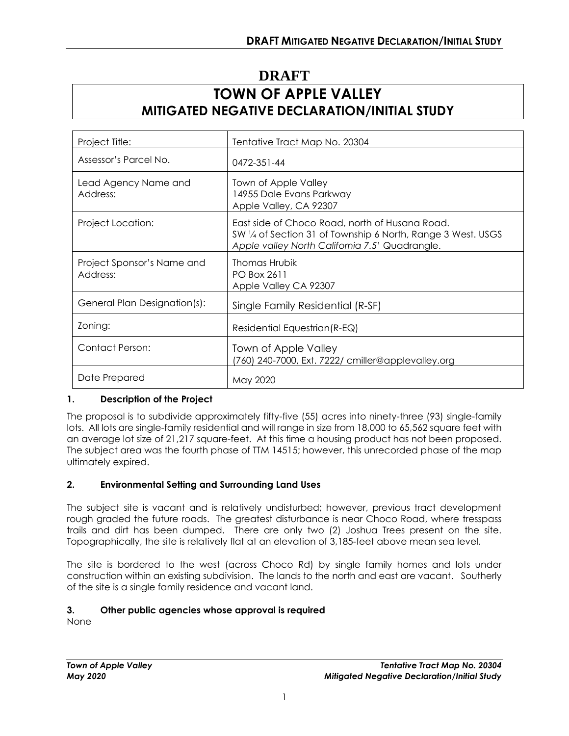# DRAFT

# TOWN OF APPLE VALLEY
## MITIGATED NEGATIVE DECLARATION/INITIAL STUDY

| Project Title: | Tentative Tract Map No. 20304 |
|---|---|
| Assessor's Parcel No. | 0472-351-44 |
| Lead Agency Name and Address: | Town of Apple Valley<br>14955 Dale Evans Parkway<br>Apple Valley, CA 92307 |
| Project Location: | East side of Choco Road, north of Husana Road.<br>SW ¼ of Section 31 of Township 6 North, Range 3 West. USGS *Apple valley North California 7.5' Quadrangle.* |
| Project Sponsor's Name and Address: | Thomas Hrubik<br>PO Box 2611<br>Apple Valley CA 92307 |
| General Plan Designation(s): | Single Family Residential (R-SF) |
| Zoning: | Residential Equestrian(R-EQ) |
| Contact Person: | Town of Apple Valley<br>(760) 240-7000, Ext. 7222/ cmiller@applevalley.org |
| Date Prepared | May 2020 |

### 1. Description of the Project

The proposal is to subdivide approximately fifty-five (55) acres into ninety-three (93) single-family lots. All lots are single-family residential and will range in size from 18,000 to 65,562 square feet with an average lot size of 21,217 square-feet. At this time a housing product has not been proposed. The subject area was the fourth phase of TTM 14515; however, this unrecorded phase of the map ultimately expired.

### 2. Environmental Setting and Surrounding Land Uses

The subject site is vacant and is relatively undisturbed; however, previous tract development rough graded the future roads. The greatest disturbance is near Choco Road, where tresspass trails and dirt has been dumped. There are only two (2) Joshua Trees present on the site. Topographically, the site is relatively flat at an elevation of 3,185-feet above mean sea level.

The site is bordered to the west (across Choco Rd) by single family homes and lots under construction within an existing subdivision. The lands to the north and east are vacant. Southerly of the site is a single family residence and vacant land.

### 3. Other public agencies whose approval is required

None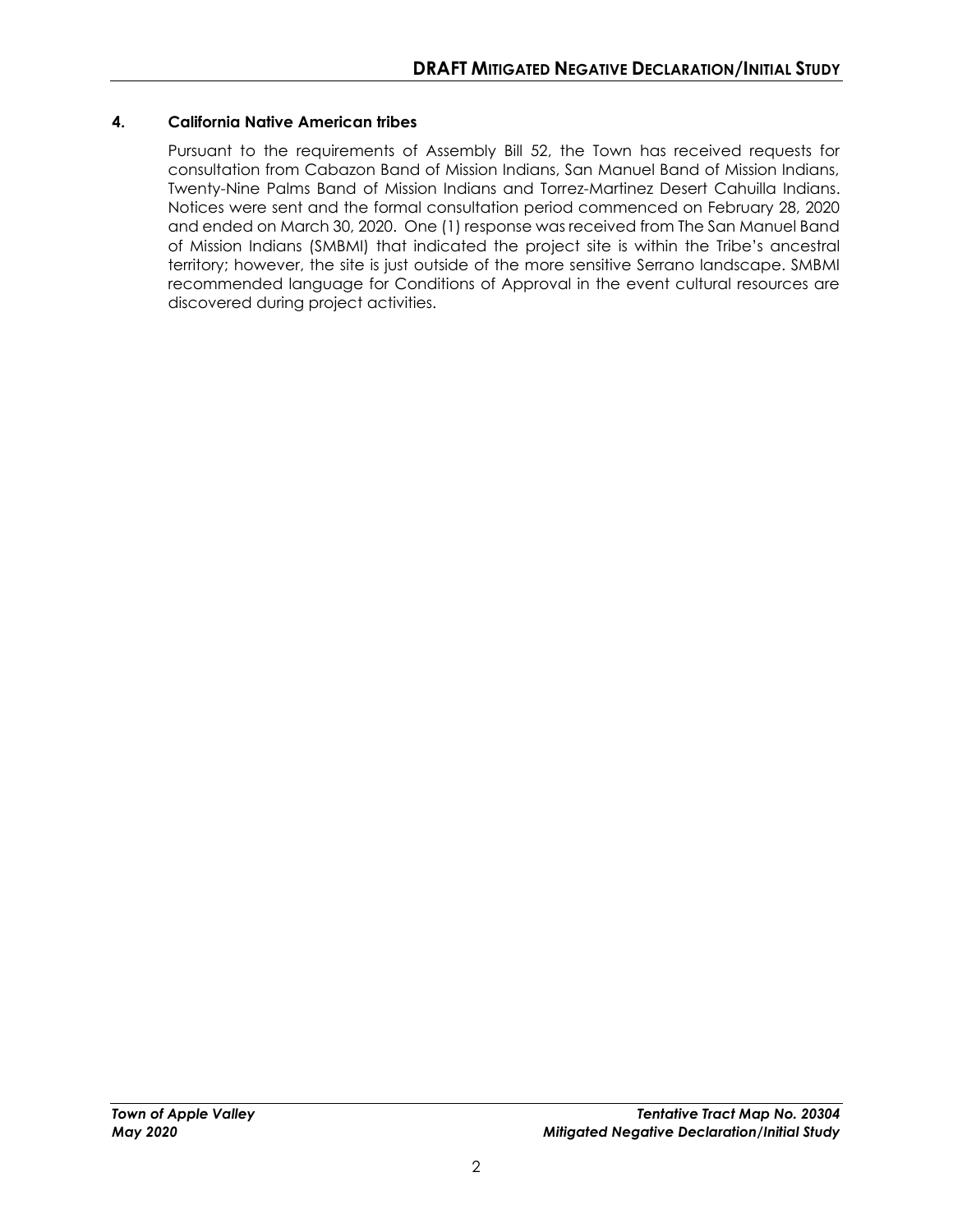### 4. California Native American tribes

Pursuant to the requirements of Assembly Bill 52, the Town has received requests for consultation from Cabazon Band of Mission Indians, San Manuel Band of Mission Indians, Twenty-Nine Palms Band of Mission Indians and Torrez-Martinez Desert Cahuilla Indians. Notices were sent and the formal consultation period commenced on February 28, 2020 and ended on March 30, 2020. One (1) response was received from The San Manuel Band of Mission Indians (SMBMI) that indicated the project site is within the Tribe's ancestral territory; however, the site is just outside of the more sensitive Serrano landscape. SMBMI recommended language for Conditions of Approval in the event cultural resources are discovered during project activities.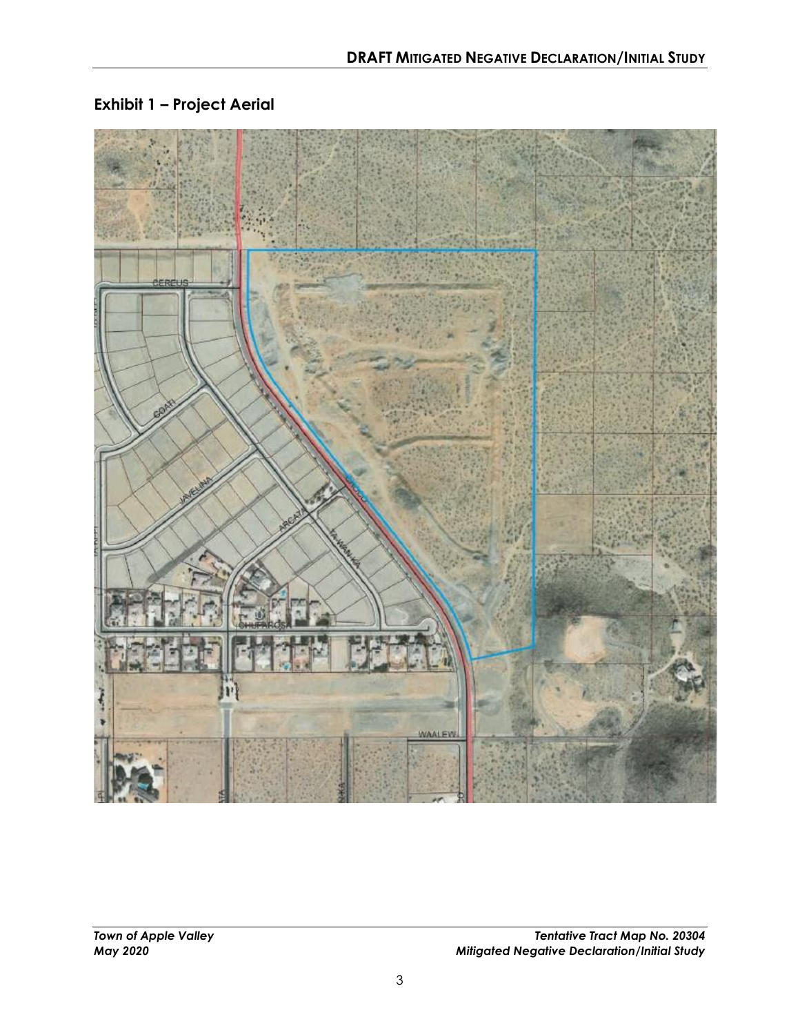## Exhibit 1 – Project Aerial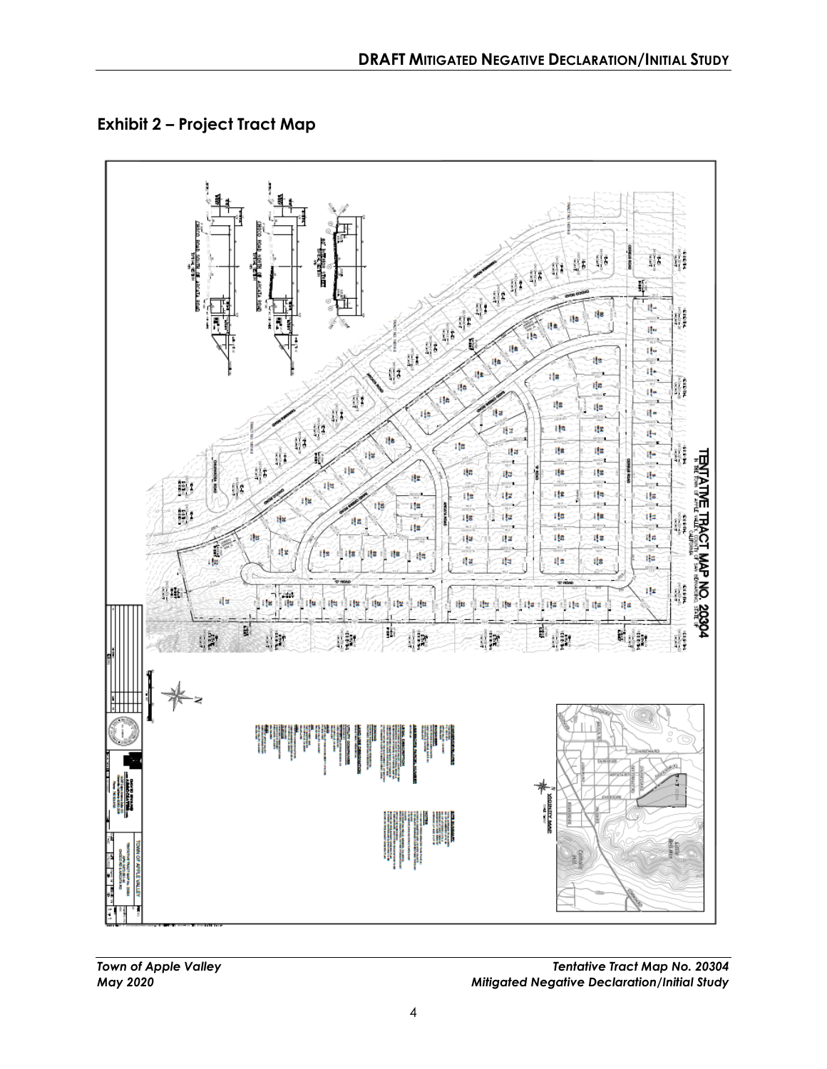## Exhibit 2 – Project Tract Map

TENTATIVE TRACT MAP NO. 20304

IN THE TOWN OF APPLE VALLEY, COUNTY OF SAN BERNARDINO, STATE OF CALIFORNIA

VICINITY MAP

TOWN OF APPLE VALLEY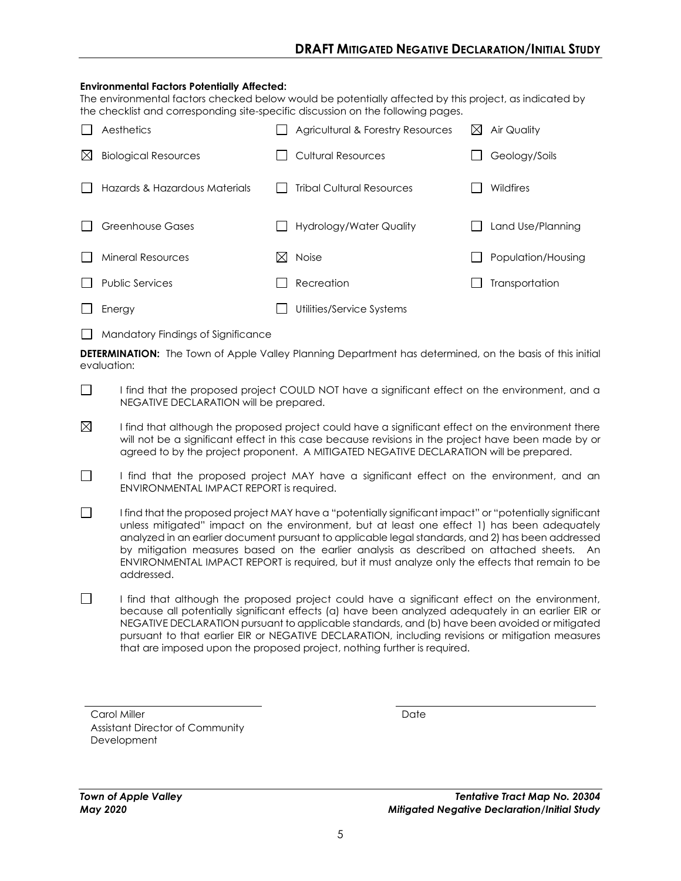**Environmental Factors Potentially Affected:**

The environmental factors checked below would be potentially affected by this project, as indicated by the checklist and corresponding site-specific discussion on the following pages.

| | | |
|---|---|---|
| ☐ Aesthetics | ☐ Agricultural & Forestry Resources | ☒ Air Quality |
| ☒ Biological Resources | ☐ Cultural Resources | ☐ Geology/Soils |
| ☐ Hazards & Hazardous Materials | ☐ Tribal Cultural Resources | ☐ Wildfires |
| ☐ Greenhouse Gases | ☐ Hydrology/Water Quality | ☐ Land Use/Planning |
| ☐ Mineral Resources | ☒ Noise | ☐ Population/Housing |
| ☐ Public Services | ☐ Recreation | ☐ Transportation |
| ☐ Energy | ☐ Utilities/Service Systems | |

☐ Mandatory Findings of Significance

**DETERMINATION:** The Town of Apple Valley Planning Department has determined, on the basis of this initial evaluation:

☐ I find that the proposed project COULD NOT have a significant effect on the environment, and a NEGATIVE DECLARATION will be prepared.

☒ I find that although the proposed project could have a significant effect on the environment there will not be a significant effect in this case because revisions in the project have been made by or agreed to by the project proponent. A MITIGATED NEGATIVE DECLARATION will be prepared.

☐ I find that the proposed project MAY have a significant effect on the environment, and an ENVIRONMENTAL IMPACT REPORT is required.

☐ I find that the proposed project MAY have a "potentially significant impact" or "potentially significant unless mitigated" impact on the environment, but at least one effect 1) has been adequately analyzed in an earlier document pursuant to applicable legal standards, and 2) has been addressed by mitigation measures based on the earlier analysis as described on attached sheets. An ENVIRONMENTAL IMPACT REPORT is required, but it must analyze only the effects that remain to be addressed.

☐ I find that although the proposed project could have a significant effect on the environment, because all potentially significant effects (a) have been analyzed adequately in an earlier EIR or NEGATIVE DECLARATION pursuant to applicable standards, and (b) have been avoided or mitigated pursuant to that earlier EIR or NEGATIVE DECLARATION, including revisions or mitigation measures that are imposed upon the proposed project, nothing further is required.

\_\_\_\_\_\_\_\_\_\_\_\_\_\_\_\_\_\_\_\_\_\_\_\_\_\_\_\_\_\_\_\_\_\_\_\_

Carol Miller
Assistant Director of Community Development

\_\_\_\_\_\_\_\_\_\_\_\_\_\_\_\_\_\_\_\_\_\_\_\_\_\_\_\_\_\_\_\_\_\_\_\_

Date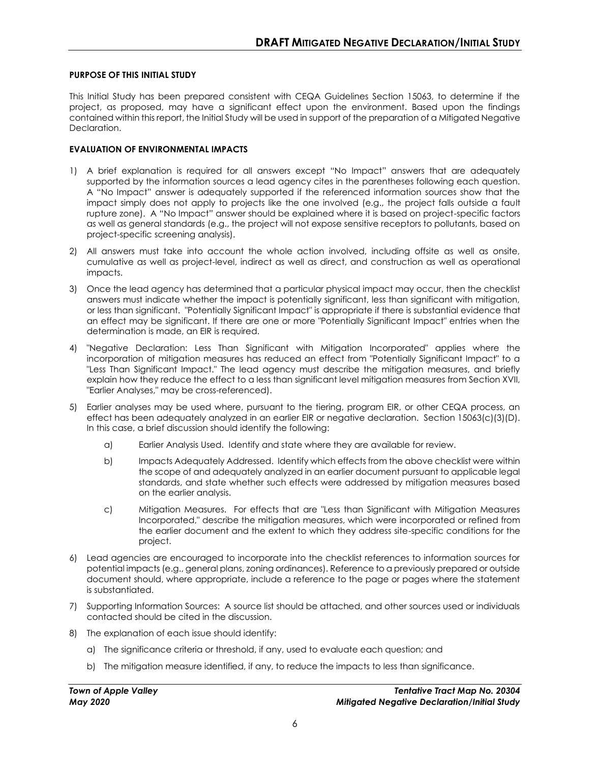**PURPOSE OF THIS INITIAL STUDY**

This Initial Study has been prepared consistent with CEQA Guidelines Section 15063, to determine if the project, as proposed, may have a significant effect upon the environment. Based upon the findings contained within this report, the Initial Study will be used in support of the preparation of a Mitigated Negative Declaration.

**EVALUATION OF ENVIRONMENTAL IMPACTS**

1) A brief explanation is required for all answers except "No Impact" answers that are adequately supported by the information sources a lead agency cites in the parentheses following each question. A "No Impact" answer is adequately supported if the referenced information sources show that the impact simply does not apply to projects like the one involved (e.g., the project falls outside a fault rupture zone). A "No Impact" answer should be explained where it is based on project-specific factors as well as general standards (e.g., the project will not expose sensitive receptors to pollutants, based on project-specific screening analysis).

2) All answers must take into account the whole action involved, including offsite as well as onsite, cumulative as well as project-level, indirect as well as direct, and construction as well as operational impacts.

3) Once the lead agency has determined that a particular physical impact may occur, then the checklist answers must indicate whether the impact is potentially significant, less than significant with mitigation, or less than significant. "Potentially Significant Impact" is appropriate if there is substantial evidence that an effect may be significant. If there are one or more "Potentially Significant Impact" entries when the determination is made, an EIR is required.

4) "Negative Declaration: Less Than Significant with Mitigation Incorporated" applies where the incorporation of mitigation measures has reduced an effect from "Potentially Significant Impact" to a "Less Than Significant Impact." The lead agency must describe the mitigation measures, and briefly explain how they reduce the effect to a less than significant level mitigation measures from Section XVII, "Earlier Analyses," may be cross-referenced).

5) Earlier analyses may be used where, pursuant to the tiering, program EIR, or other CEQA process, an effect has been adequately analyzed in an earlier EIR or negative declaration. Section 15063(c)(3)(D). In this case, a brief discussion should identify the following:

   a) Earlier Analysis Used. Identify and state where they are available for review.

   b) Impacts Adequately Addressed. Identify which effects from the above checklist were within the scope of and adequately analyzed in an earlier document pursuant to applicable legal standards, and state whether such effects were addressed by mitigation measures based on the earlier analysis.

   c) Mitigation Measures. For effects that are "Less than Significant with Mitigation Measures Incorporated," describe the mitigation measures, which were incorporated or refined from the earlier document and the extent to which they address site-specific conditions for the project.

6) Lead agencies are encouraged to incorporate into the checklist references to information sources for potential impacts (e.g., general plans, zoning ordinances). Reference to a previously prepared or outside document should, where appropriate, include a reference to the page or pages where the statement is substantiated.

7) Supporting Information Sources: A source list should be attached, and other sources used or individuals contacted should be cited in the discussion.

8) The explanation of each issue should identify:

   a) The significance criteria or threshold, if any, used to evaluate each question; and

   b) The mitigation measure identified, if any, to reduce the impacts to less than significance.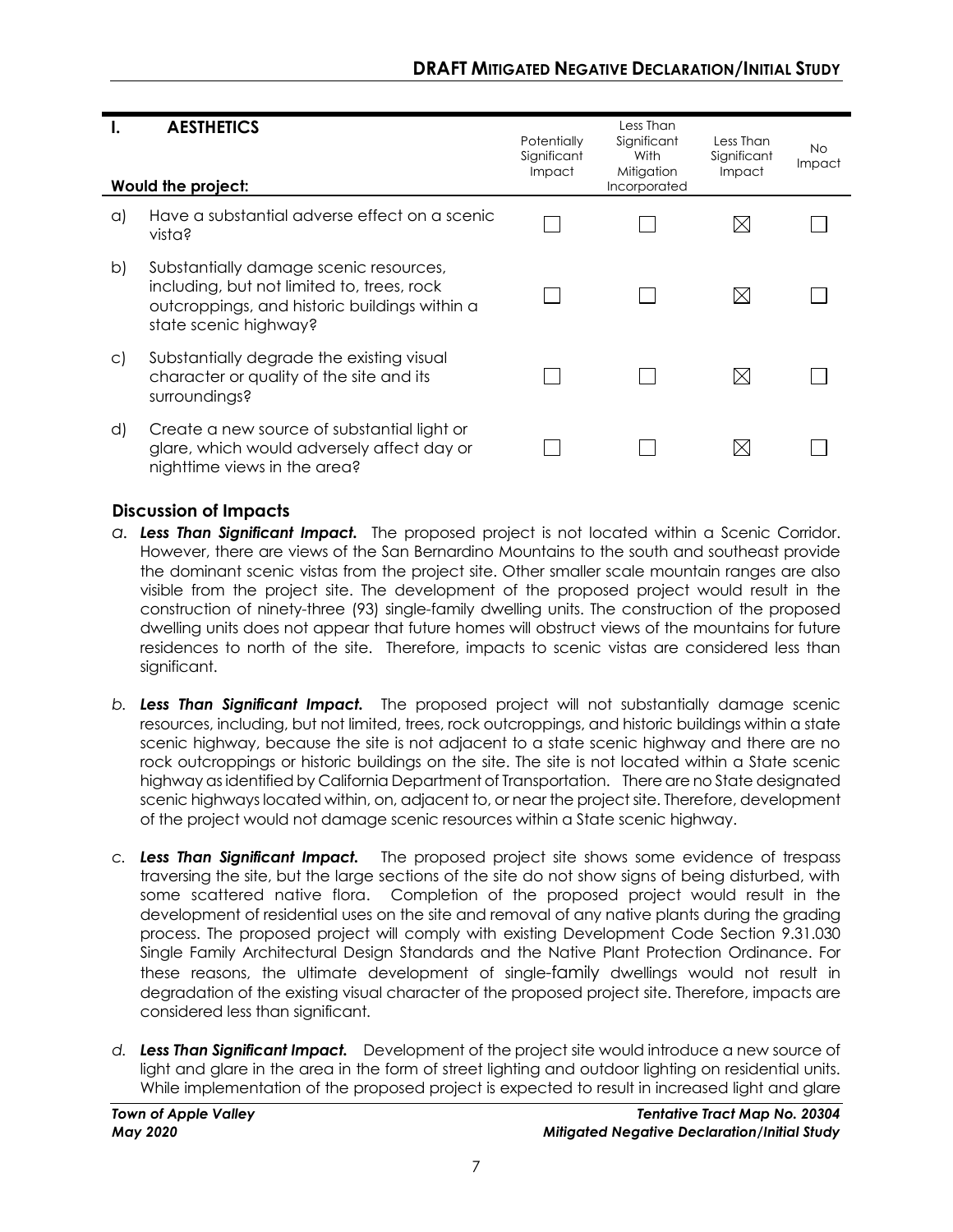| I. AESTHETICS<br>Would the project: | Potentially Significant Impact | Less Than Significant With Mitigation Incorporated | Less Than Significant Impact | No Impact |
|---|---|---|---|---|
| a) Have a substantial adverse effect on a scenic vista? | ☐ | ☐ | ☒ | ☐ |
| b) Substantially damage scenic resources, including, but not limited to, trees, rock outcroppings, and historic buildings within a state scenic highway? | ☐ | ☐ | ☒ | ☐ |
| c) Substantially degrade the existing visual character or quality of the site and its surroundings? | ☐ | ☐ | ☒ | ☐ |
| d) Create a new source of substantial light or glare, which would adversely affect day or nighttime views in the area? | ☐ | ☐ | ☒ | ☐ |

### Discussion of Impacts

*a.* ***Less Than Significant Impact.*** The proposed project is not located within a Scenic Corridor. However, there are views of the San Bernardino Mountains to the south and southeast provide the dominant scenic vistas from the project site. Other smaller scale mountain ranges are also visible from the project site. The development of the proposed project would result in the construction of ninety-three (93) single-family dwelling units. The construction of the proposed dwelling units does not appear that future homes will obstruct views of the mountains for future residences to north of the site. Therefore, impacts to scenic vistas are considered less than significant.

*b.* ***Less Than Significant Impact.*** The proposed project will not substantially damage scenic resources, including, but not limited, trees, rock outcroppings, and historic buildings within a state scenic highway, because the site is not adjacent to a state scenic highway and there are no rock outcroppings or historic buildings on the site. The site is not located within a State scenic highway as identified by California Department of Transportation. There are no State designated scenic highways located within, on, adjacent to, or near the project site. Therefore, development of the project would not damage scenic resources within a State scenic highway.

*c.* ***Less Than Significant Impact.*** The proposed project site shows some evidence of trespass traversing the site, but the large sections of the site do not show signs of being disturbed, with some scattered native flora. Completion of the proposed project would result in the development of residential uses on the site and removal of any native plants during the grading process. The proposed project will comply with existing Development Code Section 9.31.030 Single Family Architectural Design Standards and the Native Plant Protection Ordinance. For these reasons, the ultimate development of single-family dwellings would not result in degradation of the existing visual character of the proposed project site. Therefore, impacts are considered less than significant.

*d.* ***Less Than Significant Impact.*** Development of the project site would introduce a new source of light and glare in the area in the form of street lighting and outdoor lighting on residential units. While implementation of the proposed project is expected to result in increased light and glare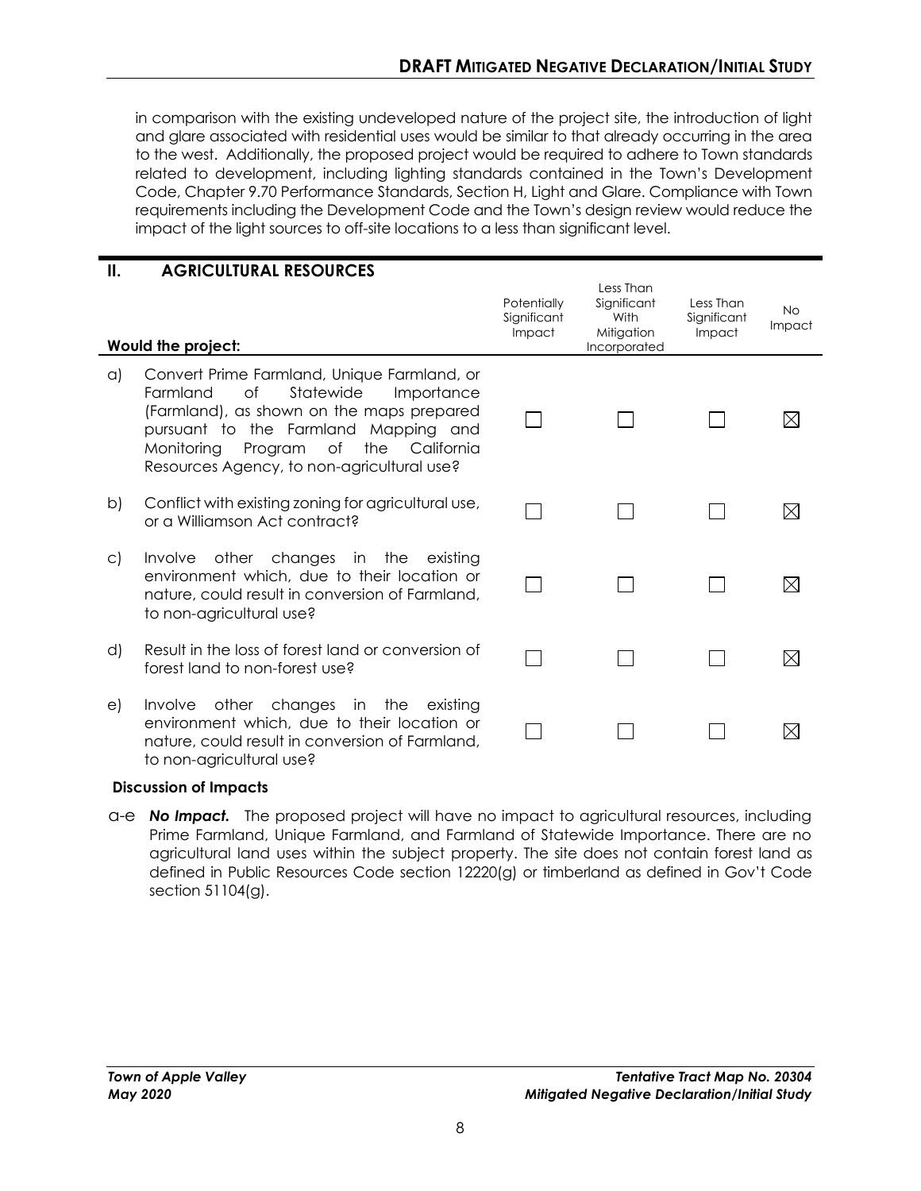in comparison with the existing undeveloped nature of the project site, the introduction of light and glare associated with residential uses would be similar to that already occurring in the area to the west. Additionally, the proposed project would be required to adhere to Town standards related to development, including lighting standards contained in the Town's Development Code, Chapter 9.70 Performance Standards, Section H, Light and Glare. Compliance with Town requirements including the Development Code and the Town's design review would reduce the impact of the light sources to off-site locations to a less than significant level.

## II. AGRICULTURAL RESOURCES

| | Would the project: | Potentially Significant Impact | Less Than Significant With Mitigation Incorporated | Less Than Significant Impact | No Impact |
|---|---|---|---|---|---|
| a) | Convert Prime Farmland, Unique Farmland, or Farmland of Statewide Importance (Farmland), as shown on the maps prepared pursuant to the Farmland Mapping and Monitoring Program of the California Resources Agency, to non-agricultural use? | ☐ | ☐ | ☐ | ☒ |
| b) | Conflict with existing zoning for agricultural use, or a Williamson Act contract? | ☐ | ☐ | ☐ | ☒ |
| c) | Involve other changes in the existing environment which, due to their location or nature, could result in conversion of Farmland, to non-agricultural use? | ☐ | ☐ | ☐ | ☒ |
| d) | Result in the loss of forest land or conversion of forest land to non-forest use? | ☐ | ☐ | ☐ | ☒ |
| e) | Involve other changes in the existing environment which, due to their location or nature, could result in conversion of Farmland, to non-agricultural use? | ☐ | ☐ | ☐ | ☒ |

**Discussion of Impacts**

a-e ***No Impact.*** The proposed project will have no impact to agricultural resources, including Prime Farmland, Unique Farmland, and Farmland of Statewide Importance. There are no agricultural land uses within the subject property. The site does not contain forest land as defined in Public Resources Code section 12220(g) or timberland as defined in Gov't Code section 51104(g).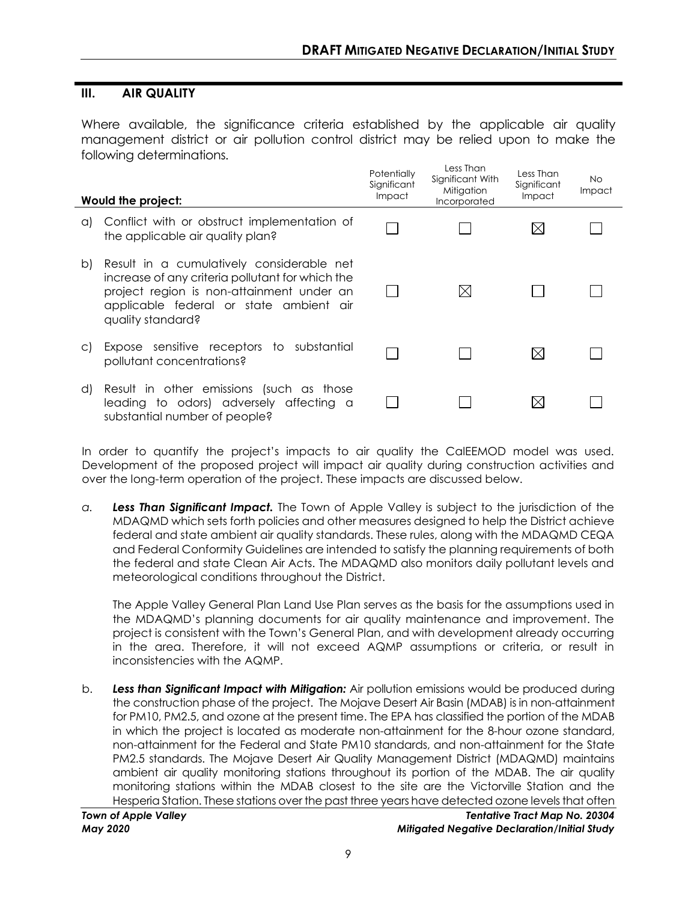## III. AIR QUALITY

Where available, the significance criteria established by the applicable air quality management district or air pollution control district may be relied upon to make the following determinations.

| Would the project: | Potentially Significant Impact | Less Than Significant With Mitigation Incorporated | Less Than Significant Impact | No Impact |
|---|---|---|---|---|
| a) Conflict with or obstruct implementation of the applicable air quality plan? | ☐ | ☐ | ☒ | ☐ |
| b) Result in a cumulatively considerable net increase of any criteria pollutant for which the project region is non-attainment under an applicable federal or state ambient air quality standard? | ☐ | ☒ | ☐ | ☐ |
| c) Expose sensitive receptors to substantial pollutant concentrations? | ☐ | ☐ | ☒ | ☐ |
| d) Result in other emissions (such as those leading to odors) adversely affecting a substantial number of people? | ☐ | ☐ | ☒ | ☐ |

In order to quantify the project's impacts to air quality the CalEEMOD model was used. Development of the proposed project will impact air quality during construction activities and over the long-term operation of the project. These impacts are discussed below.

a. ***Less Than Significant Impact.*** The Town of Apple Valley is subject to the jurisdiction of the MDAQMD which sets forth policies and other measures designed to help the District achieve federal and state ambient air quality standards. These rules, along with the MDAQMD CEQA and Federal Conformity Guidelines are intended to satisfy the planning requirements of both the federal and state Clean Air Acts. The MDAQMD also monitors daily pollutant levels and meteorological conditions throughout the District.

   The Apple Valley General Plan Land Use Plan serves as the basis for the assumptions used in the MDAQMD's planning documents for air quality maintenance and improvement. The project is consistent with the Town's General Plan, and with development already occurring in the area. Therefore, it will not exceed AQMP assumptions or criteria, or result in inconsistencies with the AQMP.

b. ***Less than Significant Impact with Mitigation:*** Air pollution emissions would be produced during the construction phase of the project. The Mojave Desert Air Basin (MDAB) is in non-attainment for PM10, PM2.5, and ozone at the present time. The EPA has classified the portion of the MDAB in which the project is located as moderate non-attainment for the 8-hour ozone standard, non-attainment for the Federal and State PM10 standards, and non-attainment for the State PM2.5 standards. The Mojave Desert Air Quality Management District (MDAQMD) maintains ambient air quality monitoring stations throughout its portion of the MDAB. The air quality monitoring stations within the MDAB closest to the site are the Victorville Station and the Hesperia Station. These stations over the past three years have detected ozone levels that often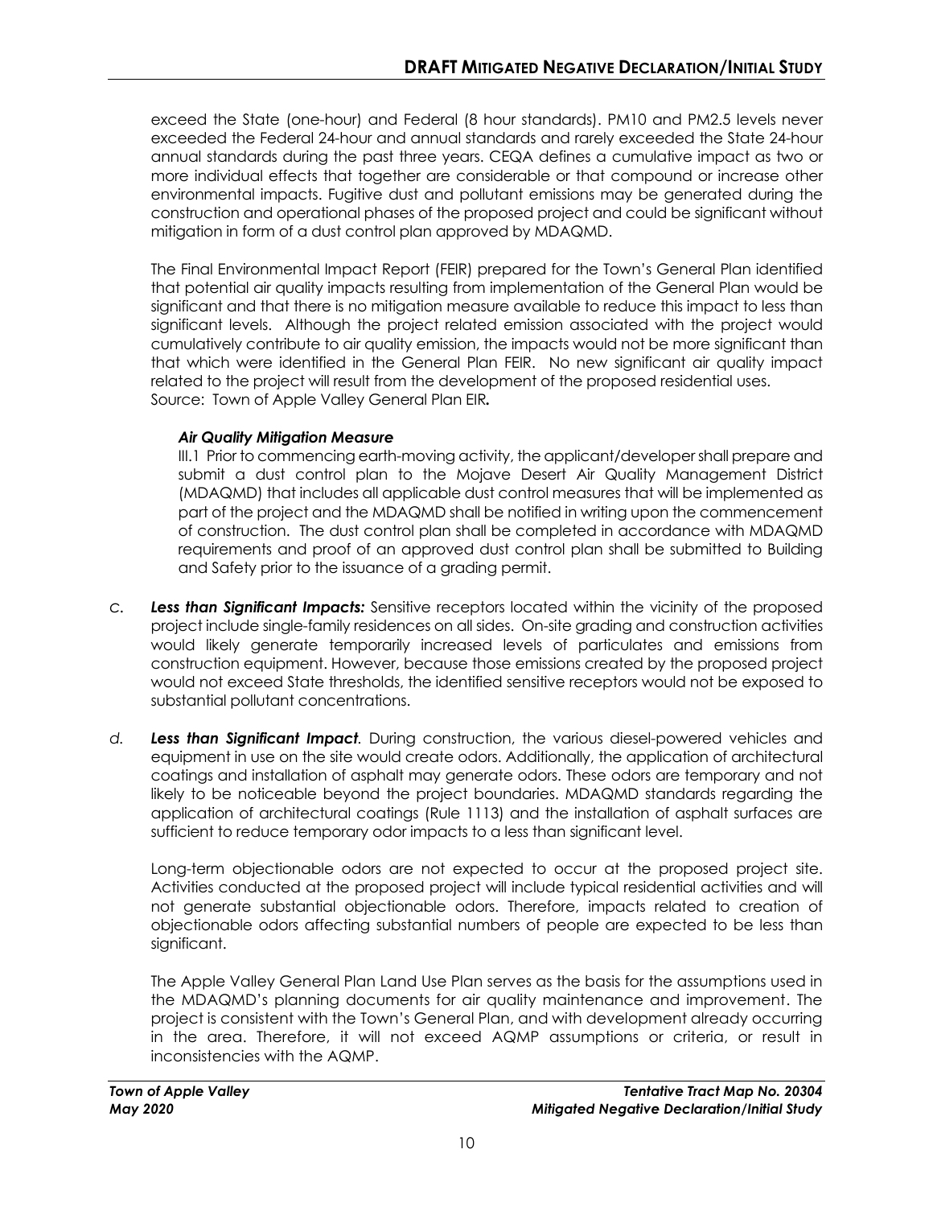exceed the State (one-hour) and Federal (8 hour standards). PM10 and PM2.5 levels never exceeded the Federal 24-hour and annual standards and rarely exceeded the State 24-hour annual standards during the past three years. CEQA defines a cumulative impact as two or more individual effects that together are considerable or that compound or increase other environmental impacts. Fugitive dust and pollutant emissions may be generated during the construction and operational phases of the proposed project and could be significant without mitigation in form of a dust control plan approved by MDAQMD.

The Final Environmental Impact Report (FEIR) prepared for the Town's General Plan identified that potential air quality impacts resulting from implementation of the General Plan would be significant and that there is no mitigation measure available to reduce this impact to less than significant levels. Although the project related emission associated with the project would cumulatively contribute to air quality emission, the impacts would not be more significant than that which were identified in the General Plan FEIR. No new significant air quality impact related to the project will result from the development of the proposed residential uses. Source: Town of Apple Valley General Plan EIR**.**

***Air Quality Mitigation Measure***

III.1 Prior to commencing earth-moving activity, the applicant/developer shall prepare and submit a dust control plan to the Mojave Desert Air Quality Management District (MDAQMD) that includes all applicable dust control measures that will be implemented as part of the project and the MDAQMD shall be notified in writing upon the commencement of construction. The dust control plan shall be completed in accordance with MDAQMD requirements and proof of an approved dust control plan shall be submitted to Building and Safety prior to the issuance of a grading permit.

*c.* ***Less than Significant Impacts:*** Sensitive receptors located within the vicinity of the proposed project include single-family residences on all sides. On-site grading and construction activities would likely generate temporarily increased levels of particulates and emissions from construction equipment. However, because those emissions created by the proposed project would not exceed State thresholds, the identified sensitive receptors would not be exposed to substantial pollutant concentrations.

*d.* ***Less than Significant Impact**.* During construction, the various diesel-powered vehicles and equipment in use on the site would create odors. Additionally, the application of architectural coatings and installation of asphalt may generate odors. These odors are temporary and not likely to be noticeable beyond the project boundaries. MDAQMD standards regarding the application of architectural coatings (Rule 1113) and the installation of asphalt surfaces are sufficient to reduce temporary odor impacts to a less than significant level.

Long-term objectionable odors are not expected to occur at the proposed project site. Activities conducted at the proposed project will include typical residential activities and will not generate substantial objectionable odors. Therefore, impacts related to creation of objectionable odors affecting substantial numbers of people are expected to be less than significant.

The Apple Valley General Plan Land Use Plan serves as the basis for the assumptions used in the MDAQMD's planning documents for air quality maintenance and improvement. The project is consistent with the Town's General Plan, and with development already occurring in the area. Therefore, it will not exceed AQMP assumptions or criteria, or result in inconsistencies with the AQMP.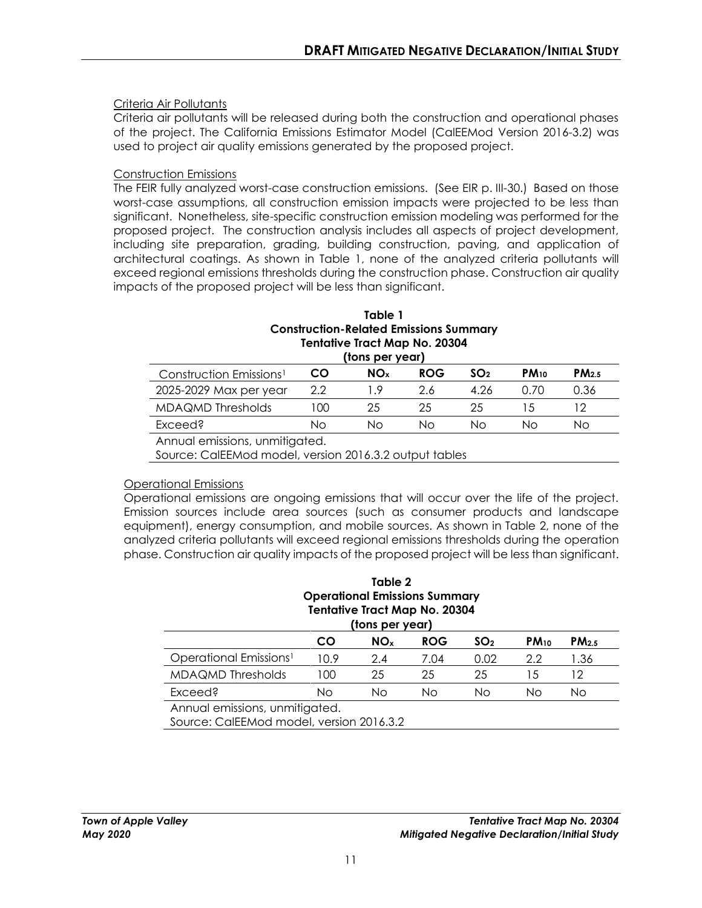Criteria Air Pollutants

Criteria air pollutants will be released during both the construction and operational phases of the project. The California Emissions Estimator Model (CalEEMod Version 2016-3.2) was used to project air quality emissions generated by the proposed project.

Construction Emissions

The FEIR fully analyzed worst-case construction emissions. (See EIR p. III-30.) Based on those worst-case assumptions, all construction emission impacts were projected to be less than significant. Nonetheless, site-specific construction emission modeling was performed for the proposed project. The construction analysis includes all aspects of project development, including site preparation, grading, building construction, paving, and application of architectural coatings. As shown in Table 1, none of the analyzed criteria pollutants will exceed regional emissions thresholds during the construction phase. Construction air quality impacts of the proposed project will be less than significant.

**Table 1**
**Construction-Related Emissions Summary**
**Tentative Tract Map No. 20304**
**(tons per year)**

| Construction Emissions[1] | CO | $NO_x$ | ROG | $SO_2$ | $PM_{10}$ | $PM_{2.5}$ |
|---|---|---|---|---|---|---|
| 2025-2029 Max per year | 2.2 | 1.9 | 2.6 | 4.26 | 0.70 | 0.36 |
| MDAQMD Thresholds | 100 | 25 | 25 | 25 | 15 | 12 |
| Exceed? | No | No | No | No | No | No |

Annual emissions, unmitigated.
Source: CalEEMod model, version 2016.3.2 output tables

Operational Emissions

Operational emissions are ongoing emissions that will occur over the life of the project. Emission sources include area sources (such as consumer products and landscape equipment), energy consumption, and mobile sources. As shown in Table 2, none of the analyzed criteria pollutants will exceed regional emissions thresholds during the operation phase. Construction air quality impacts of the proposed project will be less than significant.

**Table 2**
**Operational Emissions Summary**
**Tentative Tract Map No. 20304**
**(tons per year)**

| | CO | $NO_x$ | ROG | $SO_2$ | $PM_{10}$ | $PM_{2.5}$ |
|---|---|---|---|---|---|---|
| Operational Emissions[1] | 10.9 | 2.4 | 7.04 | 0.02 | 2.2 | 1.36 |
| MDAQMD Thresholds | 100 | 25 | 25 | 25 | 15 | 12 |
| Exceed? | No | No | No | No | No | No |

Annual emissions, unmitigated.
Source: CalEEMod model, version 2016.3.2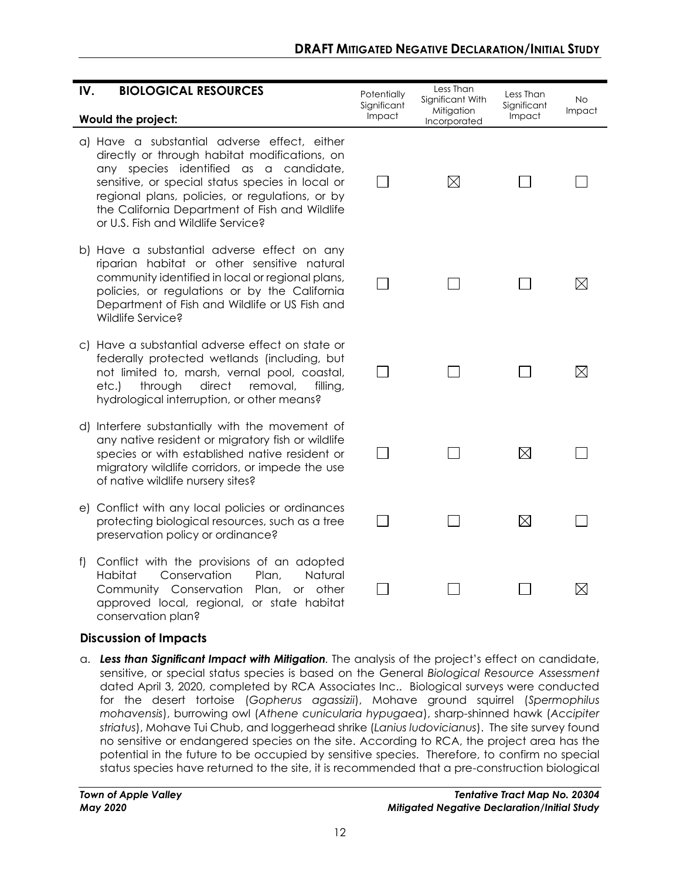| IV. BIOLOGICAL RESOURCES<br>Would the project: | Potentially Significant Impact | Less Than Significant With Mitigation Incorporated | Less Than Significant Impact | No Impact |
|---|---|---|---|---|
| a) Have a substantial adverse effect, either directly or through habitat modifications, on any species identified as a candidate, sensitive, or special status species in local or regional plans, policies, or regulations, or by the California Department of Fish and Wildlife or U.S. Fish and Wildlife Service? | ☐ | ☒ | ☐ | ☐ |
| b) Have a substantial adverse effect on any riparian habitat or other sensitive natural community identified in local or regional plans, policies, or regulations or by the California Department of Fish and Wildlife or US Fish and Wildlife Service? | ☐ | ☐ | ☐ | ☒ |
| c) Have a substantial adverse effect on state or federally protected wetlands (including, but not limited to, marsh, vernal pool, coastal, etc.) through direct removal, filling, hydrological interruption, or other means? | ☐ | ☐ | ☐ | ☒ |
| d) Interfere substantially with the movement of any native resident or migratory fish or wildlife species or with established native resident or migratory wildlife corridors, or impede the use of native wildlife nursery sites? | ☐ | ☐ | ☒ | ☐ |
| e) Conflict with any local policies or ordinances protecting biological resources, such as a tree preservation policy or ordinance? | ☐ | ☐ | ☒ | ☐ |
| f) Conflict with the provisions of an adopted Habitat Conservation Plan, Natural Community Conservation Plan, or other approved local, regional, or state habitat conservation plan? | ☐ | ☐ | ☐ | ☒ |

### Discussion of Impacts

a. ***Less than Significant Impact with Mitigation***. The analysis of the project's effect on candidate, sensitive, or special status species is based on the General *Biological Resource Assessment* dated April 3, 2020, completed by RCA Associates Inc.. Biological surveys were conducted for the desert tortoise (*Gopherus agassizii*), Mohave ground squirrel (*Spermophilus mohavensis*), burrowing owl (*Athene cunicularia hypugaea*), sharp-shinned hawk (*Accipiter striatus*), Mohave Tui Chub, and loggerhead shrike (*Lanius ludovicianus*). The site survey found no sensitive or endangered species on the site. According to RCA, the project area has the potential in the future to be occupied by sensitive species. Therefore, to confirm no special status species have returned to the site, it is recommended that a pre-construction biological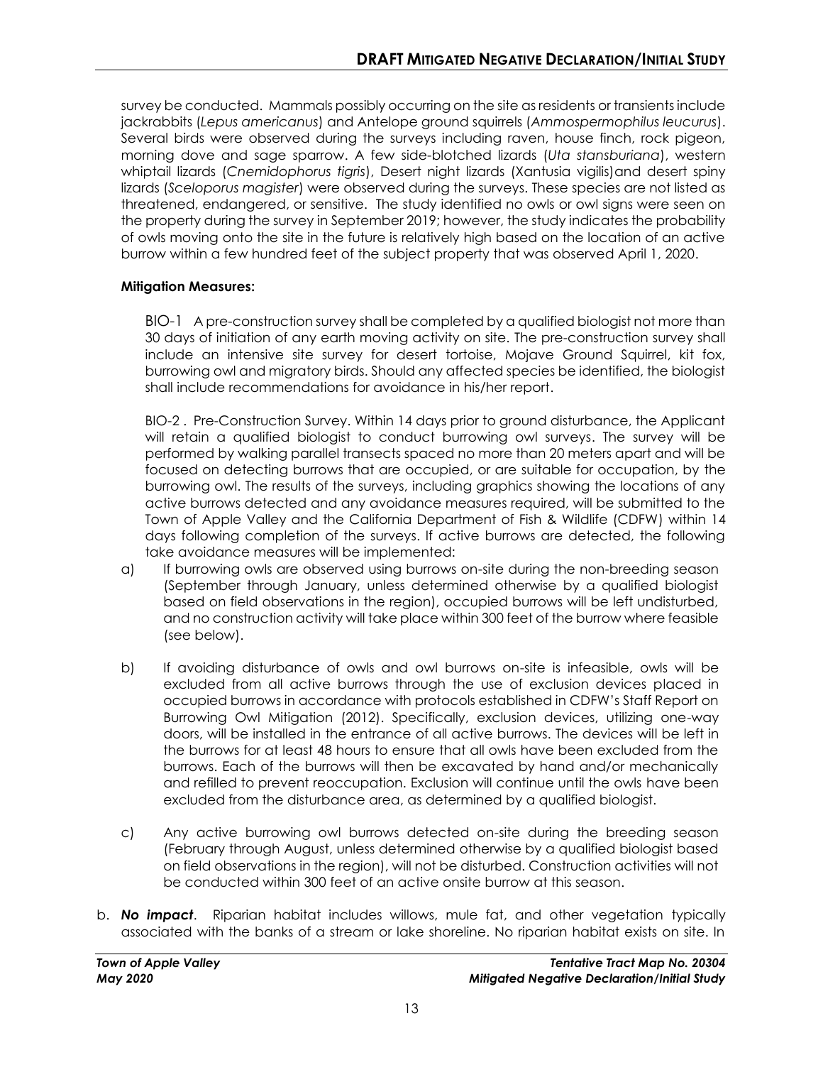survey be conducted. Mammals possibly occurring on the site as residents or transients include jackrabbits (*Lepus americanus*) and Antelope ground squirrels (*Ammospermophilus leucurus*). Several birds were observed during the surveys including raven, house finch, rock pigeon, morning dove and sage sparrow. A few side-blotched lizards (*Uta stansburiana*), western whiptail lizards (*Cnemidophorus tigris*), Desert night lizards (Xantusia vigilis)and desert spiny lizards (*Sceloporus magister*) were observed during the surveys. These species are not listed as threatened, endangered, or sensitive. The study identified no owls or owl signs were seen on the property during the survey in September 2019; however, the study indicates the probability of owls moving onto the site in the future is relatively high based on the location of an active burrow within a few hundred feet of the subject property that was observed April 1, 2020.

**Mitigation Measures:**

BIO-1 A pre-construction survey shall be completed by a qualified biologist not more than 30 days of initiation of any earth moving activity on site. The pre-construction survey shall include an intensive site survey for desert tortoise, Mojave Ground Squirrel, kit fox, burrowing owl and migratory birds. Should any affected species be identified, the biologist shall include recommendations for avoidance in his/her report.

BIO-2 . Pre-Construction Survey. Within 14 days prior to ground disturbance, the Applicant will retain a qualified biologist to conduct burrowing owl surveys. The survey will be performed by walking parallel transects spaced no more than 20 meters apart and will be focused on detecting burrows that are occupied, or are suitable for occupation, by the burrowing owl. The results of the surveys, including graphics showing the locations of any active burrows detected and any avoidance measures required, will be submitted to the Town of Apple Valley and the California Department of Fish & Wildlife (CDFW) within 14 days following completion of the surveys. If active burrows are detected, the following take avoidance measures will be implemented:

a) If burrowing owls are observed using burrows on-site during the non-breeding season (September through January, unless determined otherwise by a qualified biologist based on field observations in the region), occupied burrows will be left undisturbed, and no construction activity will take place within 300 feet of the burrow where feasible (see below).

b) If avoiding disturbance of owls and owl burrows on-site is infeasible, owls will be excluded from all active burrows through the use of exclusion devices placed in occupied burrows in accordance with protocols established in CDFW's Staff Report on Burrowing Owl Mitigation (2012). Specifically, exclusion devices, utilizing one-way doors, will be installed in the entrance of all active burrows. The devices will be left in the burrows for at least 48 hours to ensure that all owls have been excluded from the burrows. Each of the burrows will then be excavated by hand and/or mechanically and refilled to prevent reoccupation. Exclusion will continue until the owls have been excluded from the disturbance area, as determined by a qualified biologist.

c) Any active burrowing owl burrows detected on-site during the breeding season (February through August, unless determined otherwise by a qualified biologist based on field observations in the region), will not be disturbed. Construction activities will not be conducted within 300 feet of an active onsite burrow at this season.

b. ***No impact***. Riparian habitat includes willows, mule fat, and other vegetation typically associated with the banks of a stream or lake shoreline. No riparian habitat exists on site. In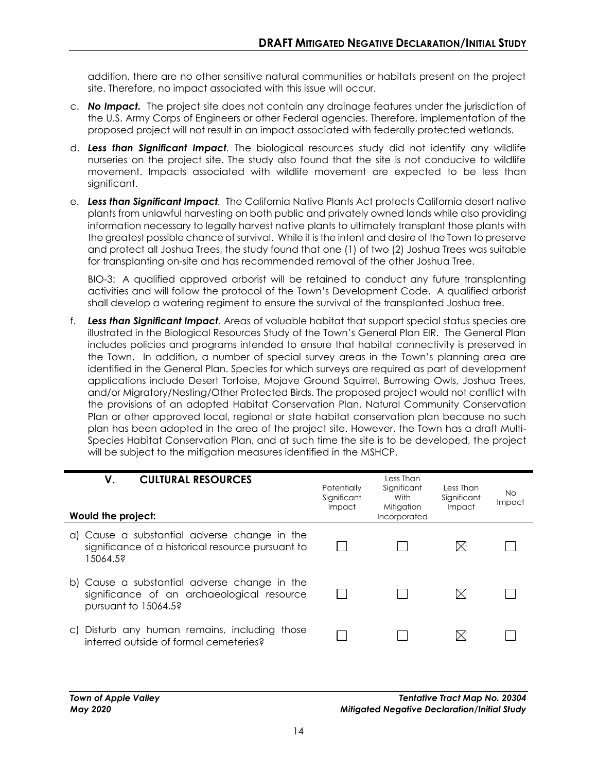addition, there are no other sensitive natural communities or habitats present on the project site. Therefore, no impact associated with this issue will occur.

c. ***No Impact.*** The project site does not contain any drainage features under the jurisdiction of the U.S. Army Corps of Engineers or other Federal agencies. Therefore, implementation of the proposed project will not result in an impact associated with federally protected wetlands.

d. ***Less than Significant Impact***. The biological resources study did not identify any wildlife nurseries on the project site. The study also found that the site is not conducive to wildlife movement. Impacts associated with wildlife movement are expected to be less than significant.

e. ***Less than Significant Impact***. The California Native Plants Act protects California desert native plants from unlawful harvesting on both public and privately owned lands while also providing information necessary to legally harvest native plants to ultimately transplant those plants with the greatest possible chance of survival. While it is the intent and desire of the Town to preserve and protect all Joshua Trees, the study found that one (1) of two (2) Joshua Trees was suitable for transplanting on-site and has recommended removal of the other Joshua Tree.

   BIO-3: A qualified approved arborist will be retained to conduct any future transplanting activities and will follow the protocol of the Town's Development Code. A qualified arborist shall develop a watering regiment to ensure the survival of the transplanted Joshua tree.

f. ***Less than Significant Impact***. Areas of valuable habitat that support special status species are illustrated in the Biological Resources Study of the Town's General Plan EIR. The General Plan includes policies and programs intended to ensure that habitat connectivity is preserved in the Town. In addition, a number of special survey areas in the Town's planning area are identified in the General Plan. Species for which surveys are required as part of development applications include Desert Tortoise, Mojave Ground Squirrel, Burrowing Owls, Joshua Trees, and/or Migratory/Nesting/Other Protected Birds. The proposed project would not conflict with the provisions of an adopted Habitat Conservation Plan, Natural Community Conservation Plan or other approved local, regional or state habitat conservation plan because no such plan has been adopted in the area of the project site. However, the Town has a draft Multi-Species Habitat Conservation Plan, and at such time the site is to be developed, the project will be subject to the mitigation measures identified in the MSHCP.

| **V. CULTURAL RESOURCES**<br>**Would the project:** | Potentially Significant Impact | Less Than Significant With Mitigation Incorporated | Less Than Significant Impact | No Impact |
|---|---|---|---|---|
| a) Cause a substantial adverse change in the significance of a historical resource pursuant to 15064.5? | ☐ | ☐ | ☒ | ☐ |
| b) Cause a substantial adverse change in the significance of an archaeological resource pursuant to 15064.5? | ☐ | ☐ | ☒ | ☐ |
| c) Disturb any human remains, including those interred outside of formal cemeteries? | ☐ | ☐ | ☒ | ☐ |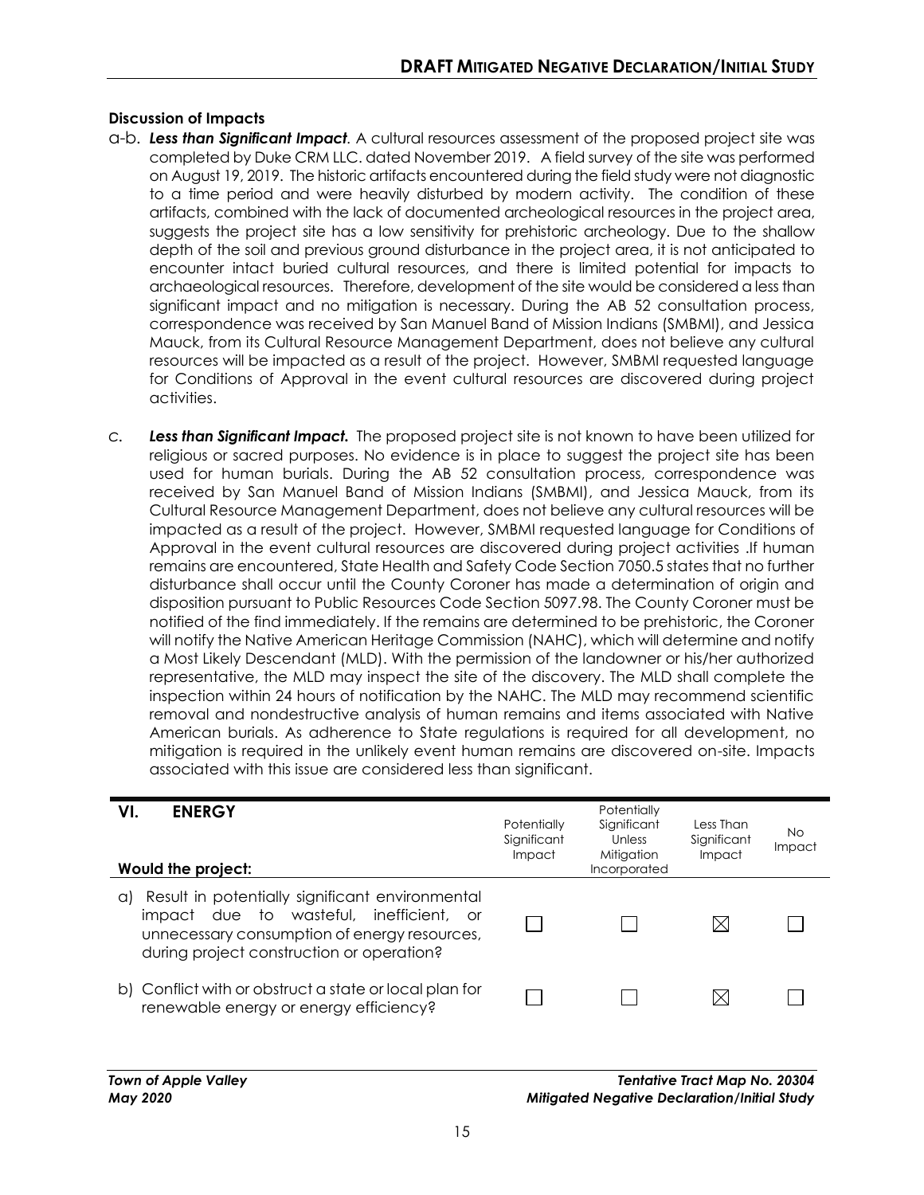**Discussion of Impacts**

a-b. ***Less than Significant Impact***. A cultural resources assessment of the proposed project site was completed by Duke CRM LLC. dated November 2019. A field survey of the site was performed on August 19, 2019. The historic artifacts encountered during the field study were not diagnostic to a time period and were heavily disturbed by modern activity. The condition of these artifacts, combined with the lack of documented archeological resources in the project area, suggests the project site has a low sensitivity for prehistoric archeology. Due to the shallow depth of the soil and previous ground disturbance in the project area, it is not anticipated to encounter intact buried cultural resources, and there is limited potential for impacts to archaeological resources. Therefore, development of the site would be considered a less than significant impact and no mitigation is necessary. During the AB 52 consultation process, correspondence was received by San Manuel Band of Mission Indians (SMBMI), and Jessica Mauck, from its Cultural Resource Management Department, does not believe any cultural resources will be impacted as a result of the project. However, SMBMI requested language for Conditions of Approval in the event cultural resources are discovered during project activities.

c. ***Less than Significant Impact.*** The proposed project site is not known to have been utilized for religious or sacred purposes. No evidence is in place to suggest the project site has been used for human burials. During the AB 52 consultation process, correspondence was received by San Manuel Band of Mission Indians (SMBMI), and Jessica Mauck, from its Cultural Resource Management Department, does not believe any cultural resources will be impacted as a result of the project. However, SMBMI requested language for Conditions of Approval in the event cultural resources are discovered during project activities .If human remains are encountered, State Health and Safety Code Section 7050.5 states that no further disturbance shall occur until the County Coroner has made a determination of origin and disposition pursuant to Public Resources Code Section 5097.98. The County Coroner must be notified of the find immediately. If the remains are determined to be prehistoric, the Coroner will notify the Native American Heritage Commission (NAHC), which will determine and notify a Most Likely Descendant (MLD). With the permission of the landowner or his/her authorized representative, the MLD may inspect the site of the discovery. The MLD shall complete the inspection within 24 hours of notification by the NAHC. The MLD may recommend scientific removal and nondestructive analysis of human remains and items associated with Native American burials. As adherence to State regulations is required for all development, no mitigation is required in the unlikely event human remains are discovered on-site. Impacts associated with this issue are considered less than significant.

| **VI. ENERGY**<br>**Would the project:** | Potentially Significant Impact | Potentially Significant Unless Mitigation Incorporated | Less Than Significant Impact | No Impact |
|---|---|---|---|---|
| a) Result in potentially significant environmental impact due to wasteful, inefficient, or unnecessary consumption of energy resources, during project construction or operation? | ☐ | ☐ | ☒ | ☐ |
| b) Conflict with or obstruct a state or local plan for renewable energy or energy efficiency? | ☐ | ☐ | ☒ | ☐ |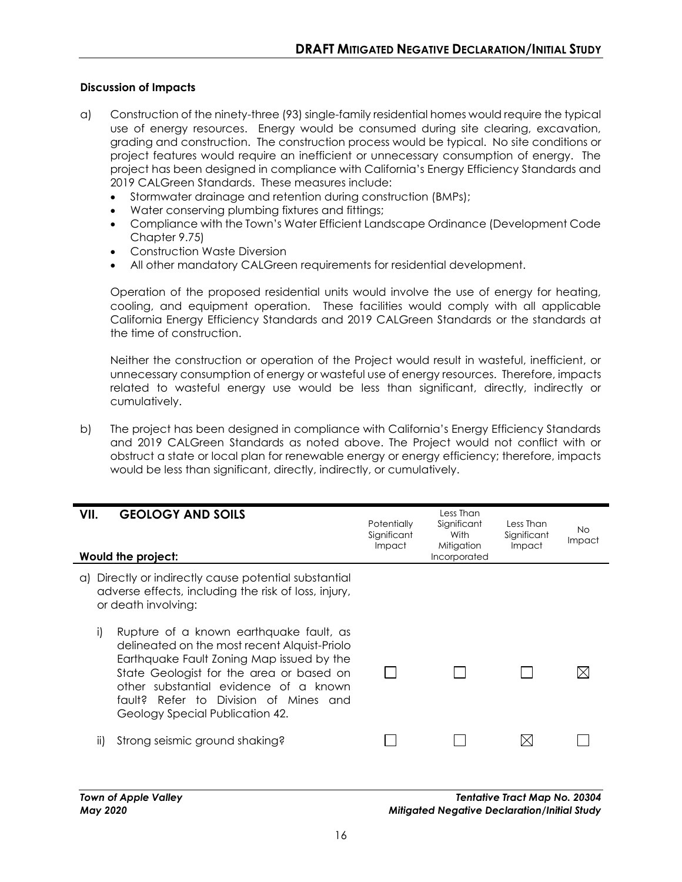**Discussion of Impacts**

a) Construction of the ninety-three (93) single-family residential homes would require the typical use of energy resources. Energy would be consumed during site clearing, excavation, grading and construction. The construction process would be typical. No site conditions or project features would require an inefficient or unnecessary consumption of energy. The project has been designed in compliance with California's Energy Efficiency Standards and 2019 CALGreen Standards. These measures include:

- Stormwater drainage and retention during construction (BMPs);
- Water conserving plumbing fixtures and fittings;
- Compliance with the Town's Water Efficient Landscape Ordinance (Development Code Chapter 9.75)
- Construction Waste Diversion
- All other mandatory CALGreen requirements for residential development.

Operation of the proposed residential units would involve the use of energy for heating, cooling, and equipment operation. These facilities would comply with all applicable California Energy Efficiency Standards and 2019 CALGreen Standards or the standards at the time of construction.

Neither the construction or operation of the Project would result in wasteful, inefficient, or unnecessary consumption of energy or wasteful use of energy resources. Therefore, impacts related to wasteful energy use would be less than significant, directly, indirectly or cumulatively.

b) The project has been designed in compliance with California's Energy Efficiency Standards and 2019 CALGreen Standards as noted above. The Project would not conflict with or obstruct a state or local plan for renewable energy or energy efficiency; therefore, impacts would be less than significant, directly, indirectly, or cumulatively.

| **VII. GEOLOGY AND SOILS**<br>**Would the project:** | Potentially Significant Impact | Less Than Significant With Mitigation Incorporated | Less Than Significant Impact | No Impact |
|---|---|---|---|---|
| a) Directly or indirectly cause potential substantial adverse effects, including the risk of loss, injury, or death involving: | | | | |
| i) Rupture of a known earthquake fault, as delineated on the most recent Alquist-Priolo Earthquake Fault Zoning Map issued by the State Geologist for the area or based on other substantial evidence of a known fault? Refer to Division of Mines and Geology Special Publication 42. | ☐ | ☐ | ☐ | ☒ |
| ii) Strong seismic ground shaking? | ☐ | ☐ | ☒ | ☐ |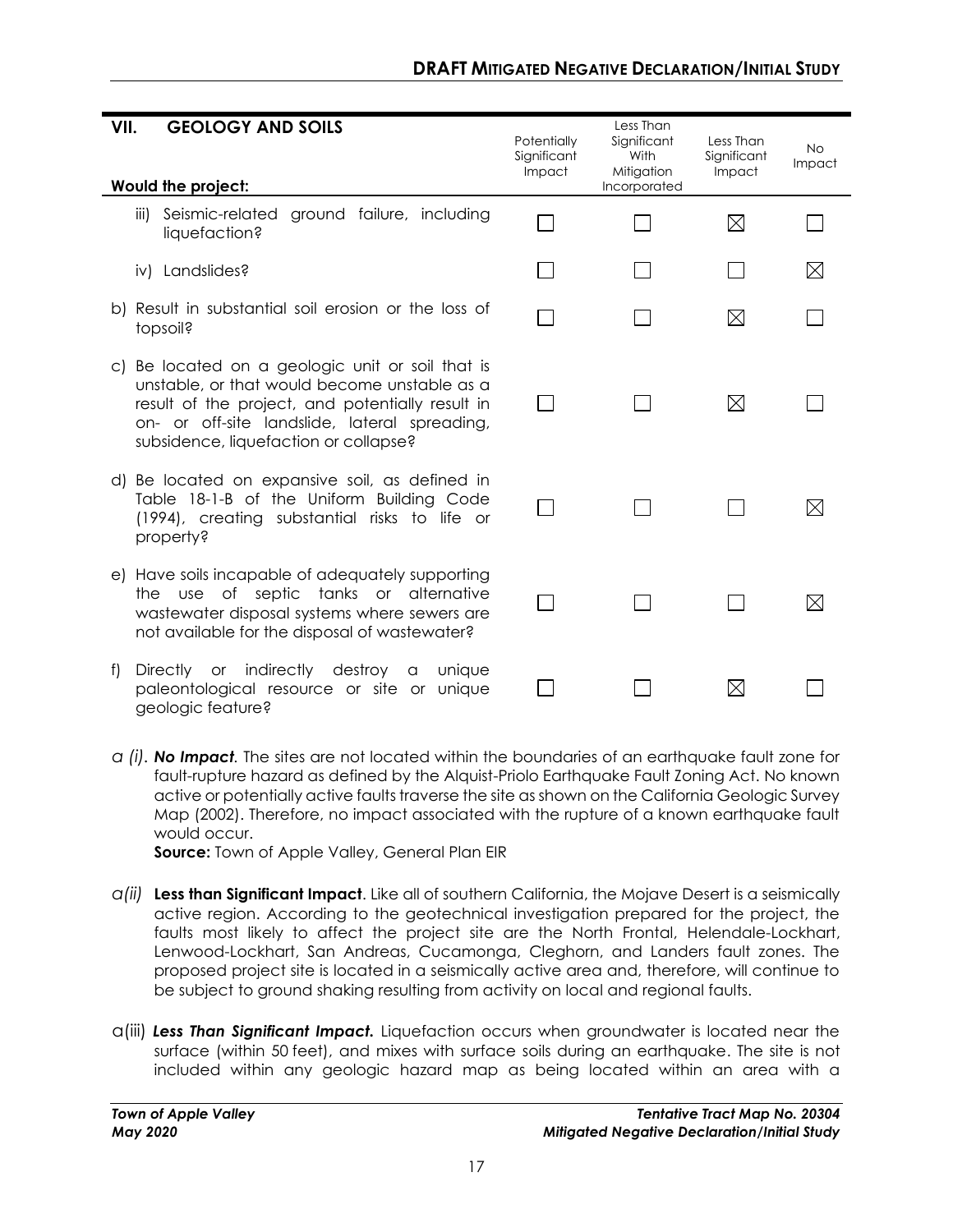| VII. GEOLOGY AND SOILS<br><br>Would the project: | Potentially Significant Impact | Less Than Significant With Mitigation Incorporated | Less Than Significant Impact | No Impact |
|---|---|---|---|---|
| iii) Seismic-related ground failure, including liquefaction? | ☐ | ☐ | ☒ | ☐ |
| iv) Landslides? | ☐ | ☐ | ☐ | ☒ |
| b) Result in substantial soil erosion or the loss of topsoil? | ☐ | ☐ | ☒ | ☐ |
| c) Be located on a geologic unit or soil that is unstable, or that would become unstable as a result of the project, and potentially result in on- or off-site landslide, lateral spreading, subsidence, liquefaction or collapse? | ☐ | ☐ | ☒ | ☐ |
| d) Be located on expansive soil, as defined in Table 18-1-B of the Uniform Building Code (1994), creating substantial risks to life or property? | ☐ | ☐ | ☐ | ☒ |
| e) Have soils incapable of adequately supporting the use of septic tanks or alternative wastewater disposal systems where sewers are not available for the disposal of wastewater? | ☐ | ☐ | ☐ | ☒ |
| f) Directly or indirectly destroy a unique paleontological resource or site or unique geologic feature? | ☐ | ☐ | ☒ | ☐ |

*a (i)*. ***No Impact***. The sites are not located within the boundaries of an earthquake fault zone for fault-rupture hazard as defined by the Alquist-Priolo Earthquake Fault Zoning Act. No known active or potentially active faults traverse the site as shown on the California Geologic Survey Map (2002). Therefore, no impact associated with the rupture of a known earthquake fault would occur.
**Source:** Town of Apple Valley, General Plan EIR

*a(ii)* **Less than Significant Impact**. Like all of southern California, the Mojave Desert is a seismically active region. According to the geotechnical investigation prepared for the project, the faults most likely to affect the project site are the North Frontal, Helendale-Lockhart, Lenwood-Lockhart, San Andreas, Cucamonga, Cleghorn, and Landers fault zones. The proposed project site is located in a seismically active area and, therefore, will continue to be subject to ground shaking resulting from activity on local and regional faults.

a(iii) ***Less Than Significant Impact.*** Liquefaction occurs when groundwater is located near the surface (within 50 feet), and mixes with surface soils during an earthquake. The site is not included within any geologic hazard map as being located within an area with a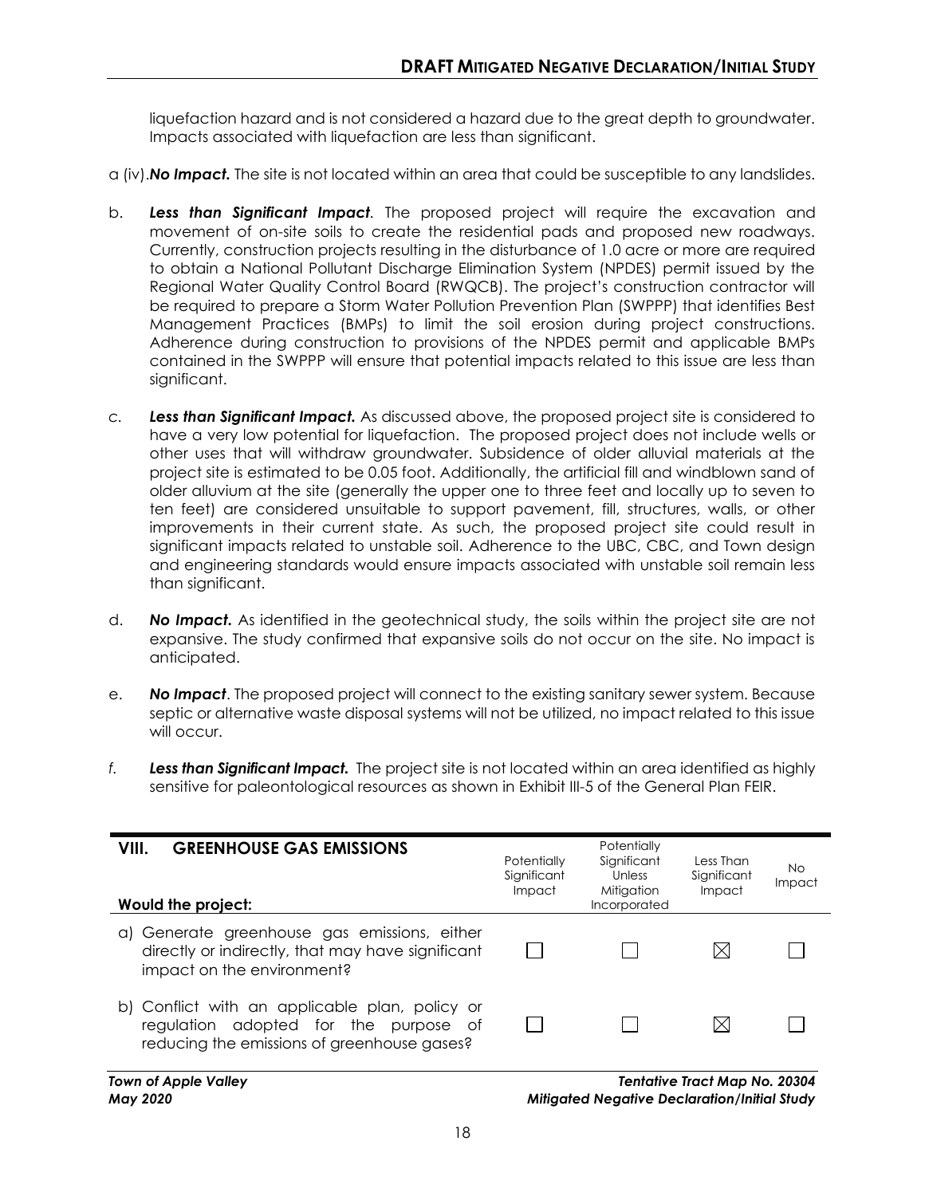liquefaction hazard and is not considered a hazard due to the great depth to groundwater. Impacts associated with liquefaction are less than significant.

a (iv). ***No Impact.*** The site is not located within an area that could be susceptible to any landslides.

b. ***Less than Significant Impact***. The proposed project will require the excavation and movement of on-site soils to create the residential pads and proposed new roadways. Currently, construction projects resulting in the disturbance of 1.0 acre or more are required to obtain a National Pollutant Discharge Elimination System (NPDES) permit issued by the Regional Water Quality Control Board (RWQCB). The project's construction contractor will be required to prepare a Storm Water Pollution Prevention Plan (SWPPP) that identifies Best Management Practices (BMPs) to limit the soil erosion during project constructions. Adherence during construction to provisions of the NPDES permit and applicable BMPs contained in the SWPPP will ensure that potential impacts related to this issue are less than significant.

c. ***Less than Significant Impact.*** As discussed above, the proposed project site is considered to have a very low potential for liquefaction. The proposed project does not include wells or other uses that will withdraw groundwater. Subsidence of older alluvial materials at the project site is estimated to be 0.05 foot. Additionally, the artificial fill and windblown sand of older alluvium at the site (generally the upper one to three feet and locally up to seven to ten feet) are considered unsuitable to support pavement, fill, structures, walls, or other improvements in their current state. As such, the proposed project site could result in significant impacts related to unstable soil. Adherence to the UBC, CBC, and Town design and engineering standards would ensure impacts associated with unstable soil remain less than significant.

d. ***No Impact.*** As identified in the geotechnical study, the soils within the project site are not expansive. The study confirmed that expansive soils do not occur on the site. No impact is anticipated.

e. ***No Impact***. The proposed project will connect to the existing sanitary sewer system. Because septic or alternative waste disposal systems will not be utilized, no impact related to this issue will occur.

*f.* ***Less than Significant Impact.*** The project site is not located within an area identified as highly sensitive for paleontological resources as shown in Exhibit III-5 of the General Plan FEIR.

| **VIII. GREENHOUSE GAS EMISSIONS**<br><br>**Would the project:** | Potentially Significant Impact | Potentially Significant Unless Mitigation Incorporated | Less Than Significant Impact | No Impact |
|---|---|---|---|---|
| a) Generate greenhouse gas emissions, either directly or indirectly, that may have significant impact on the environment? | ☐ | ☐ | ☒ | ☐ |
| b) Conflict with an applicable plan, policy or regulation adopted for the purpose of reducing the emissions of greenhouse gases? | ☐ | ☐ | ☒ | ☐ |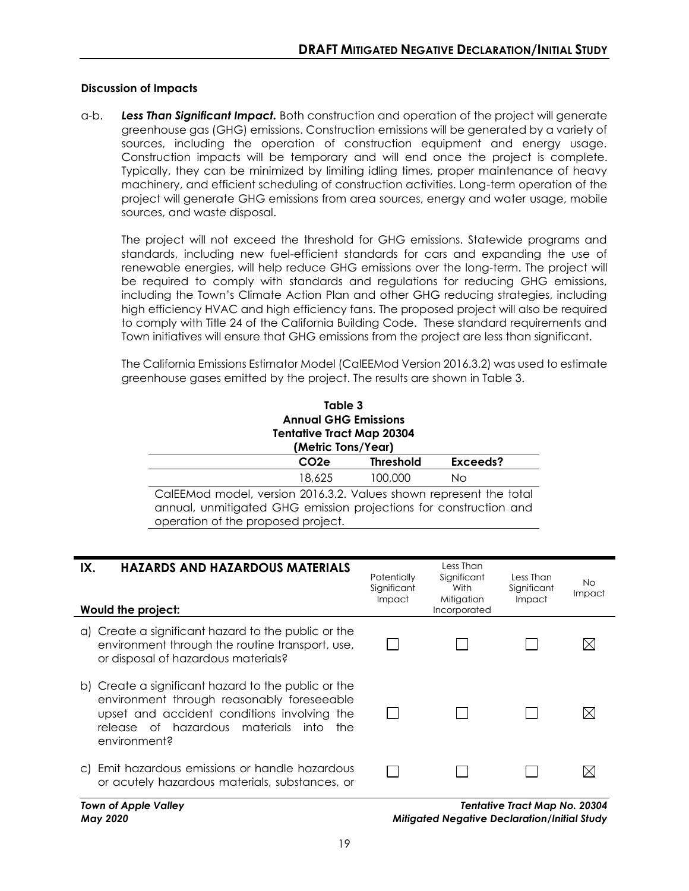### Discussion of Impacts

a-b. ***Less Than Significant Impact.*** Both construction and operation of the project will generate greenhouse gas (GHG) emissions. Construction emissions will be generated by a variety of sources, including the operation of construction equipment and energy usage. Construction impacts will be temporary and will end once the project is complete. Typically, they can be minimized by limiting idling times, proper maintenance of heavy machinery, and efficient scheduling of construction activities. Long-term operation of the project will generate GHG emissions from area sources, energy and water usage, mobile sources, and waste disposal.

The project will not exceed the threshold for GHG emissions. Statewide programs and standards, including new fuel-efficient standards for cars and expanding the use of renewable energies, will help reduce GHG emissions over the long-term. The project will be required to comply with standards and regulations for reducing GHG emissions, including the Town's Climate Action Plan and other GHG reducing strategies, including high efficiency HVAC and high efficiency fans. The proposed project will also be required to comply with Title 24 of the California Building Code. These standard requirements and Town initiatives will ensure that GHG emissions from the project are less than significant.

The California Emissions Estimator Model (CalEEMod Version 2016.3.2) was used to estimate greenhouse gases emitted by the project. The results are shown in Table 3.

**Table 3**
**Annual GHG Emissions**
**Tentative Tract Map 20304**
**(Metric Tons/Year)**

| | $CO_2e$ | Threshold | Exceeds? |
|---|---|---|---|
| | 18,625 | 100,000 | No |

CalEEMod model, version 2016.3.2. Values shown represent the total annual, unmitigated GHG emission projections for construction and operation of the proposed project.

## IX. HAZARDS AND HAZARDOUS MATERIALS

| Would the project: | Potentially Significant Impact | Less Than Significant With Mitigation Incorporated | Less Than Significant Impact | No Impact |
|---|---|---|---|---|
| a) Create a significant hazard to the public or the environment through the routine transport, use, or disposal of hazardous materials? | ☐ | ☐ | ☐ | ☒ |
| b) Create a significant hazard to the public or the environment through reasonably foreseeable upset and accident conditions involving the release of hazardous materials into the environment? | ☐ | ☐ | ☐ | ☒ |
| c) Emit hazardous emissions or handle hazardous or acutely hazardous materials, substances, or | ☐ | ☐ | ☐ | ☒ |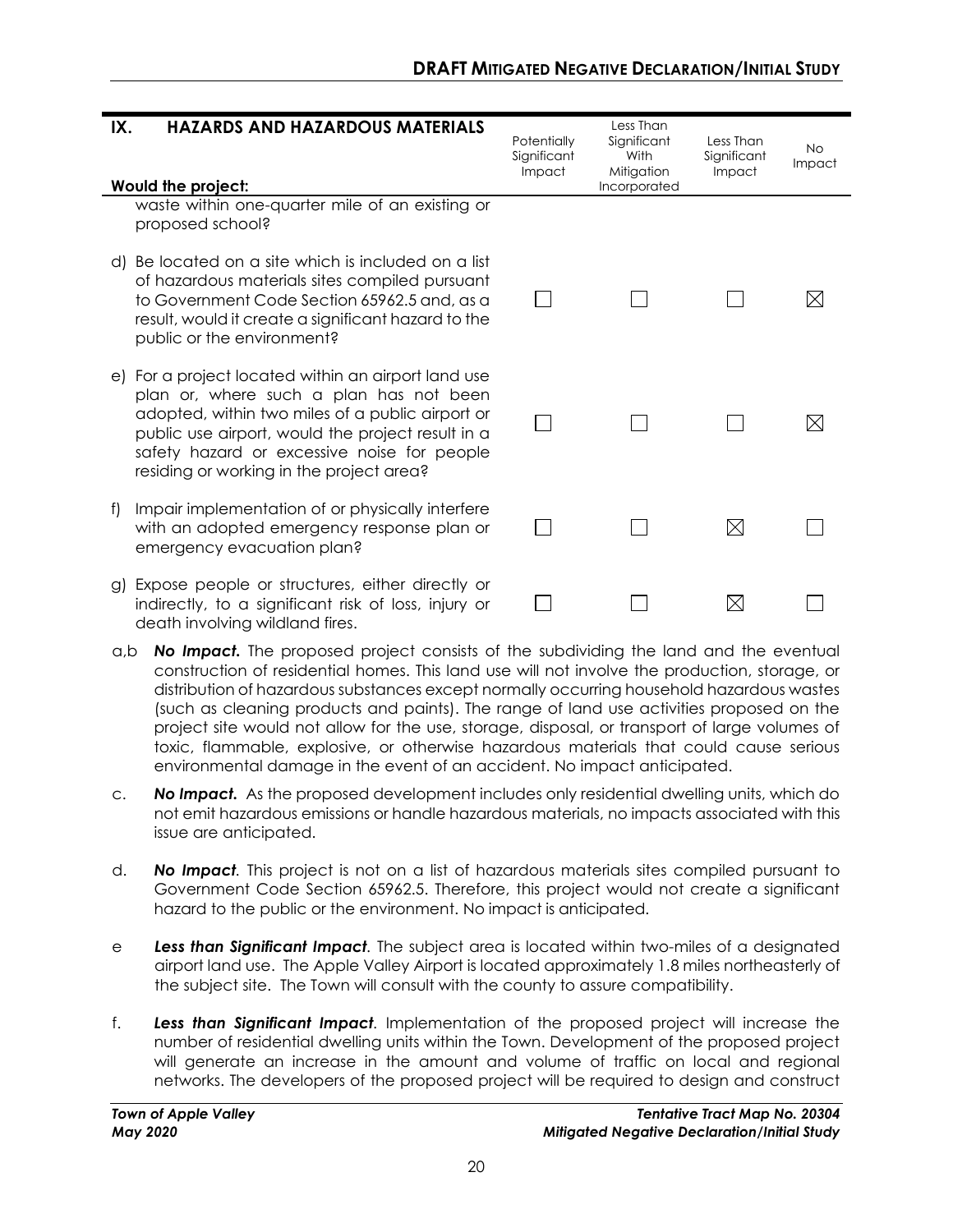| IX. HAZARDS AND HAZARDOUS MATERIALS Would the project: | Potentially Significant Impact | Less Than Significant With Mitigation Incorporated | Less Than Significant Impact | No Impact |
|---|---|---|---|---|
| waste within one-quarter mile of an existing or proposed school? | | | | |
| d) Be located on a site which is included on a list of hazardous materials sites compiled pursuant to Government Code Section 65962.5 and, as a result, would it create a significant hazard to the public or the environment? | ☐ | ☐ | ☐ | ☒ |
| e) For a project located within an airport land use plan or, where such a plan has not been adopted, within two miles of a public airport or public use airport, would the project result in a safety hazard or excessive noise for people residing or working in the project area? | ☐ | ☐ | ☐ | ☒ |
| f) Impair implementation of or physically interfere with an adopted emergency response plan or emergency evacuation plan? | ☐ | ☐ | ☒ | ☐ |
| g) Expose people or structures, either directly or indirectly, to a significant risk of loss, injury or death involving wildland fires. | ☐ | ☐ | ☒ | ☐ |

a,b ***No Impact.*** The proposed project consists of the subdividing the land and the eventual construction of residential homes. This land use will not involve the production, storage, or distribution of hazardous substances except normally occurring household hazardous wastes (such as cleaning products and paints). The range of land use activities proposed on the project site would not allow for the use, storage, disposal, or transport of large volumes of toxic, flammable, explosive, or otherwise hazardous materials that could cause serious environmental damage in the event of an accident. No impact anticipated.

c. ***No Impact.*** As the proposed development includes only residential dwelling units, which do not emit hazardous emissions or handle hazardous materials, no impacts associated with this issue are anticipated.

d. ***No Impact***. This project is not on a list of hazardous materials sites compiled pursuant to Government Code Section 65962.5. Therefore, this project would not create a significant hazard to the public or the environment. No impact is anticipated.

e ***Less than Significant Impact***. The subject area is located within two-miles of a designated airport land use. The Apple Valley Airport is located approximately 1.8 miles northeasterly of the subject site. The Town will consult with the county to assure compatibility.

f. ***Less than Significant Impact***. Implementation of the proposed project will increase the number of residential dwelling units within the Town. Development of the proposed project will generate an increase in the amount and volume of traffic on local and regional networks. The developers of the proposed project will be required to design and construct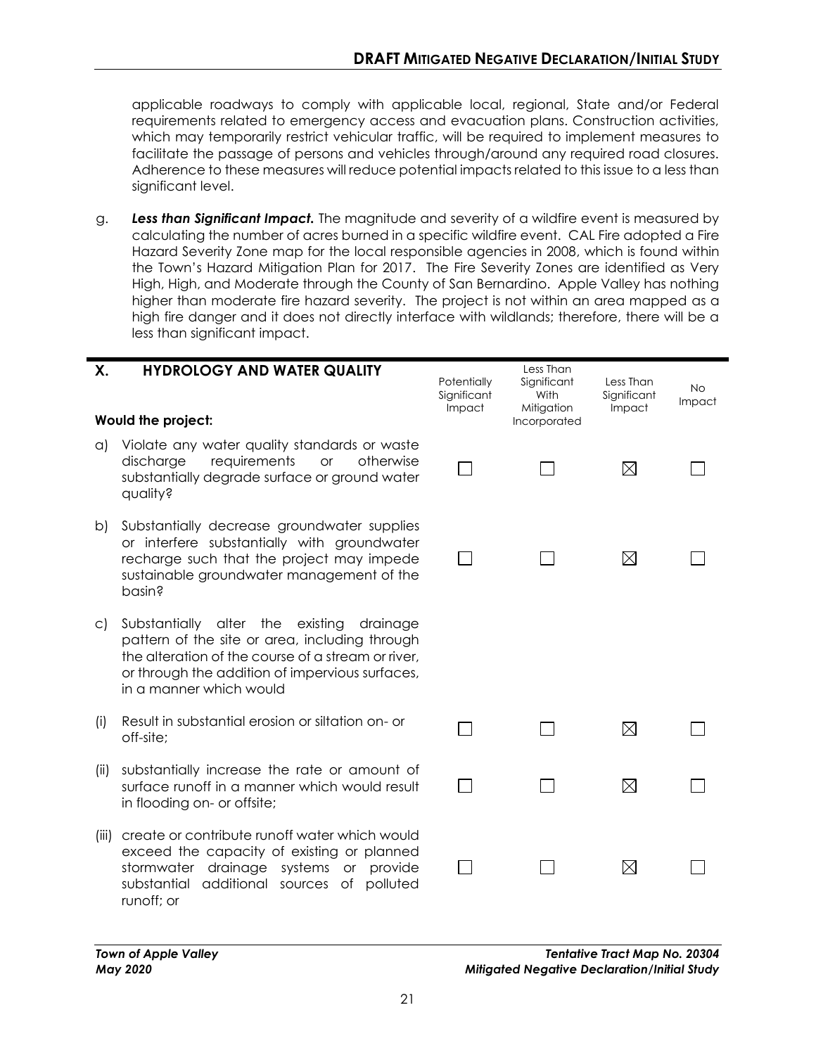applicable roadways to comply with applicable local, regional, State and/or Federal requirements related to emergency access and evacuation plans. Construction activities, which may temporarily restrict vehicular traffic, will be required to implement measures to facilitate the passage of persons and vehicles through/around any required road closures. Adherence to these measures will reduce potential impacts related to this issue to a less than significant level.

g. ***Less than Significant Impact.*** The magnitude and severity of a wildfire event is measured by calculating the number of acres burned in a specific wildfire event. CAL Fire adopted a Fire Hazard Severity Zone map for the local responsible agencies in 2008, which is found within the Town's Hazard Mitigation Plan for 2017. The Fire Severity Zones are identified as Very High, High, and Moderate through the County of San Bernardino. Apple Valley has nothing higher than moderate fire hazard severity. The project is not within an area mapped as a high fire danger and it does not directly interface with wildlands; therefore, there will be a less than significant impact.

## X. HYDROLOGY AND WATER QUALITY

| Would the project: | Potentially Significant Impact | Less Than Significant With Mitigation Incorporated | Less Than Significant Impact | No Impact |
|---|---|---|---|---|
| a) Violate any water quality standards or waste discharge requirements or otherwise substantially degrade surface or ground water quality? | ☐ | ☐ | ☒ | ☐ |
| b) Substantially decrease groundwater supplies or interfere substantially with groundwater recharge such that the project may impede sustainable groundwater management of the basin? | ☐ | ☐ | ☒ | ☐ |
| c) Substantially alter the existing drainage pattern of the site or area, including through the alteration of the course of a stream or river, or through the addition of impervious surfaces, in a manner which would | | | | |
| (i) Result in substantial erosion or siltation on- or off-site; | ☐ | ☐ | ☒ | ☐ |
| (ii) substantially increase the rate or amount of surface runoff in a manner which would result in flooding on- or offsite; | ☐ | ☐ | ☒ | ☐ |
| (iii) create or contribute runoff water which would exceed the capacity of existing or planned stormwater drainage systems or provide substantial additional sources of polluted runoff; or | ☐ | ☐ | ☒ | ☐ |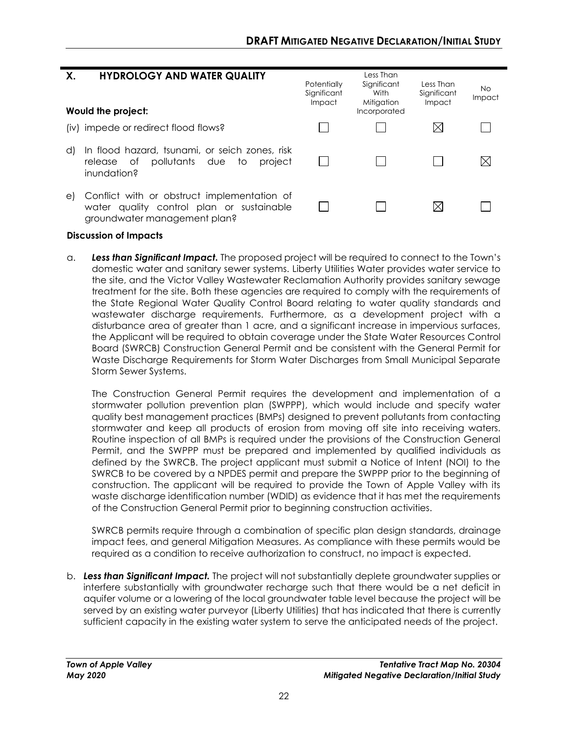| X. HYDROLOGY AND WATER QUALITY<br><br>Would the project: | Potentially Significant Impact | Less Than Significant With Mitigation Incorporated | Less Than Significant Impact | No Impact |
|---|---|---|---|---|
| (iv) impede or redirect flood flows? | ☐ | ☐ | ☒ | ☐ |
| d) In flood hazard, tsunami, or seich zones, risk release of pollutants due to project inundation? | ☐ | ☐ | ☐ | ☒ |
| e) Conflict with or obstruct implementation of water quality control plan or sustainable groundwater management plan? | ☐ | ☐ | ☒ | ☐ |

**Discussion of Impacts**

a. ***Less than Significant Impact.*** The proposed project will be required to connect to the Town's domestic water and sanitary sewer systems. Liberty Utilities Water provides water service to the site, and the Victor Valley Wastewater Reclamation Authority provides sanitary sewage treatment for the site. Both these agencies are required to comply with the requirements of the State Regional Water Quality Control Board relating to water quality standards and wastewater discharge requirements. Furthermore, as a development project with a disturbance area of greater than 1 acre, and a significant increase in impervious surfaces, the Applicant will be required to obtain coverage under the State Water Resources Control Board (SWRCB) Construction General Permit and be consistent with the General Permit for Waste Discharge Requirements for Storm Water Discharges from Small Municipal Separate Storm Sewer Systems.

The Construction General Permit requires the development and implementation of a stormwater pollution prevention plan (SWPPP), which would include and specify water quality best management practices (BMPs) designed to prevent pollutants from contacting stormwater and keep all products of erosion from moving off site into receiving waters. Routine inspection of all BMPs is required under the provisions of the Construction General Permit, and the SWPPP must be prepared and implemented by qualified individuals as defined by the SWRCB. The project applicant must submit a Notice of Intent (NOI) to the SWRCB to be covered by a NPDES permit and prepare the SWPPP prior to the beginning of construction. The applicant will be required to provide the Town of Apple Valley with its waste discharge identification number (WDID) as evidence that it has met the requirements of the Construction General Permit prior to beginning construction activities.

SWRCB permits require through a combination of specific plan design standards, drainage impact fees, and general Mitigation Measures. As compliance with these permits would be required as a condition to receive authorization to construct, no impact is expected.

b. ***Less than Significant Impact.*** The project will not substantially deplete groundwater supplies or interfere substantially with groundwater recharge such that there would be a net deficit in aquifer volume or a lowering of the local groundwater table level because the project will be served by an existing water purveyor (Liberty Utilities) that has indicated that there is currently sufficient capacity in the existing water system to serve the anticipated needs of the project.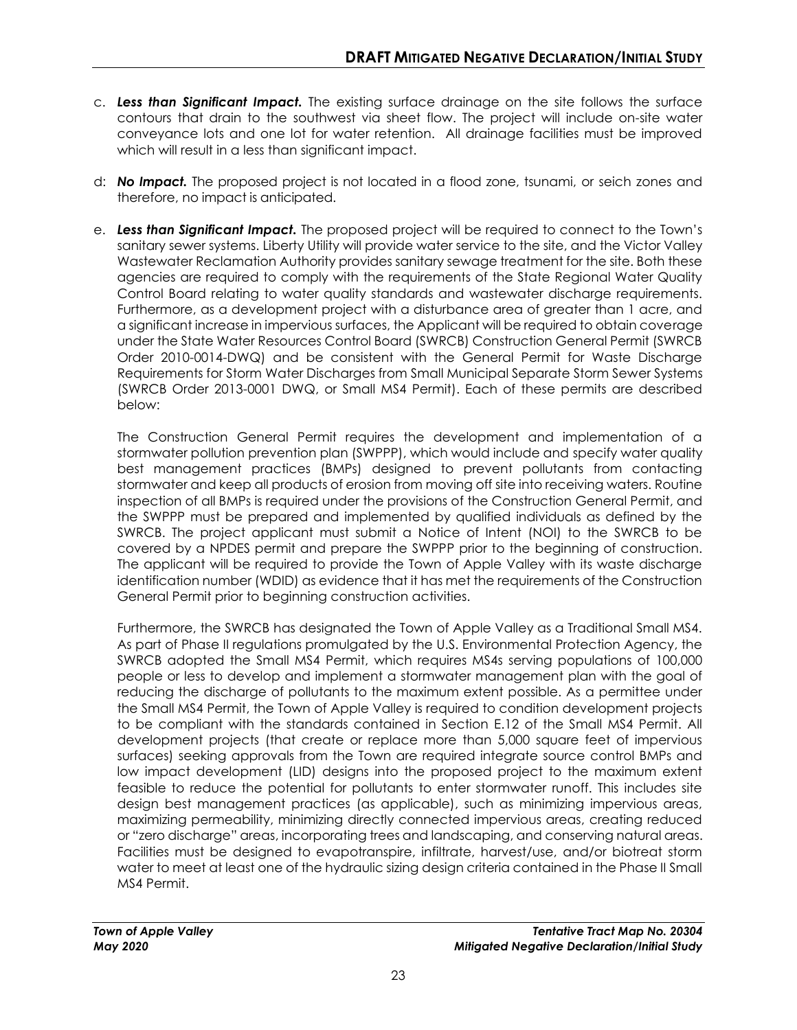c. ***Less than Significant Impact.*** The existing surface drainage on the site follows the surface contours that drain to the southwest via sheet flow. The project will include on-site water conveyance lots and one lot for water retention. All drainage facilities must be improved which will result in a less than significant impact.

d: ***No Impact.*** The proposed project is not located in a flood zone, tsunami, or seich zones and therefore, no impact is anticipated.

e. ***Less than Significant Impact.*** The proposed project will be required to connect to the Town's sanitary sewer systems. Liberty Utility will provide water service to the site, and the Victor Valley Wastewater Reclamation Authority provides sanitary sewage treatment for the site. Both these agencies are required to comply with the requirements of the State Regional Water Quality Control Board relating to water quality standards and wastewater discharge requirements. Furthermore, as a development project with a disturbance area of greater than 1 acre, and a significant increase in impervious surfaces, the Applicant will be required to obtain coverage under the State Water Resources Control Board (SWRCB) Construction General Permit (SWRCB Order 2010-0014-DWQ) and be consistent with the General Permit for Waste Discharge Requirements for Storm Water Discharges from Small Municipal Separate Storm Sewer Systems (SWRCB Order 2013-0001 DWQ, or Small MS4 Permit). Each of these permits are described below:

The Construction General Permit requires the development and implementation of a stormwater pollution prevention plan (SWPPP), which would include and specify water quality best management practices (BMPs) designed to prevent pollutants from contacting stormwater and keep all products of erosion from moving off site into receiving waters. Routine inspection of all BMPs is required under the provisions of the Construction General Permit, and the SWPPP must be prepared and implemented by qualified individuals as defined by the SWRCB. The project applicant must submit a Notice of Intent (NOI) to the SWRCB to be covered by a NPDES permit and prepare the SWPPP prior to the beginning of construction. The applicant will be required to provide the Town of Apple Valley with its waste discharge identification number (WDID) as evidence that it has met the requirements of the Construction General Permit prior to beginning construction activities.

Furthermore, the SWRCB has designated the Town of Apple Valley as a Traditional Small MS4. As part of Phase II regulations promulgated by the U.S. Environmental Protection Agency, the SWRCB adopted the Small MS4 Permit, which requires MS4s serving populations of 100,000 people or less to develop and implement a stormwater management plan with the goal of reducing the discharge of pollutants to the maximum extent possible. As a permittee under the Small MS4 Permit, the Town of Apple Valley is required to condition development projects to be compliant with the standards contained in Section E.12 of the Small MS4 Permit. All development projects (that create or replace more than 5,000 square feet of impervious surfaces) seeking approvals from the Town are required integrate source control BMPs and low impact development (LID) designs into the proposed project to the maximum extent feasible to reduce the potential for pollutants to enter stormwater runoff. This includes site design best management practices (as applicable), such as minimizing impervious areas, maximizing permeability, minimizing directly connected impervious areas, creating reduced or "zero discharge" areas, incorporating trees and landscaping, and conserving natural areas. Facilities must be designed to evapotranspire, infiltrate, harvest/use, and/or biotreat storm water to meet at least one of the hydraulic sizing design criteria contained in the Phase II Small MS4 Permit.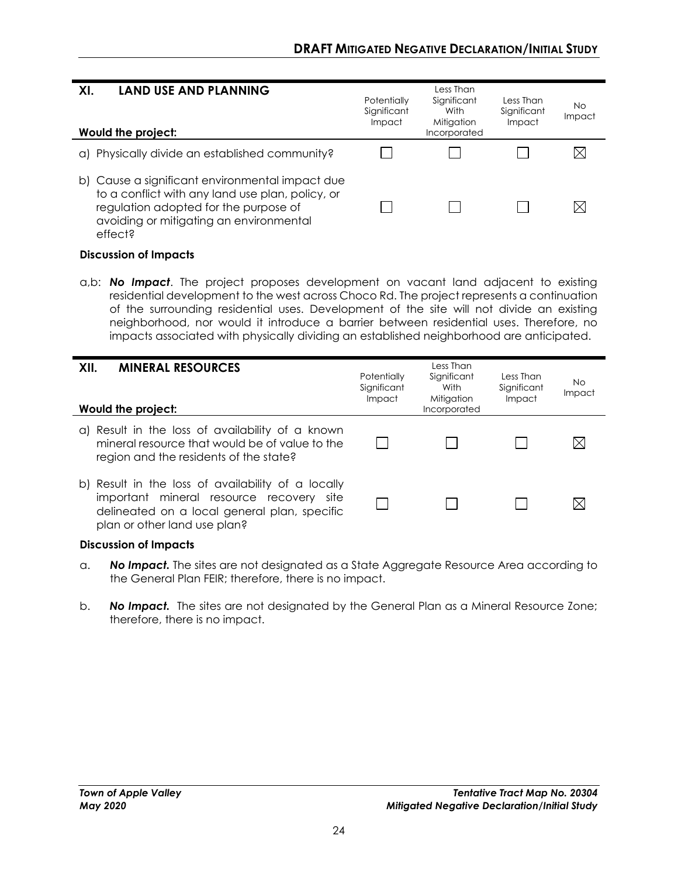| XI. LAND USE AND PLANNING<br>Would the project: | Potentially Significant Impact | Less Than Significant With Mitigation Incorporated | Less Than Significant Impact | No Impact |
|---|---|---|---|---|
| a) Physically divide an established community? | ☐ | ☐ | ☐ | ☒ |
| b) Cause a significant environmental impact due to a conflict with any land use plan, policy, or regulation adopted for the purpose of avoiding or mitigating an environmental effect? | ☐ | ☐ | ☐ | ☒ |

**Discussion of Impacts**

a,b: ***No Impact***. The project proposes development on vacant land adjacent to existing residential development to the west across Choco Rd. The project represents a continuation of the surrounding residential uses. Development of the site will not divide an existing neighborhood, nor would it introduce a barrier between residential uses. Therefore, no impacts associated with physically dividing an established neighborhood are anticipated.

| XII. MINERAL RESOURCES<br>Would the project: | Potentially Significant Impact | Less Than Significant With Mitigation Incorporated | Less Than Significant Impact | No Impact |
|---|---|---|---|---|
| a) Result in the loss of availability of a known mineral resource that would be of value to the region and the residents of the state? | ☐ | ☐ | ☐ | ☒ |
| b) Result in the loss of availability of a locally important mineral resource recovery site delineated on a local general plan, specific plan or other land use plan? | ☐ | ☐ | ☐ | ☒ |

**Discussion of Impacts**

a. ***No Impact.*** The sites are not designated as a State Aggregate Resource Area according to the General Plan FEIR; therefore, there is no impact.

b. ***No Impact.*** The sites are not designated by the General Plan as a Mineral Resource Zone; therefore, there is no impact.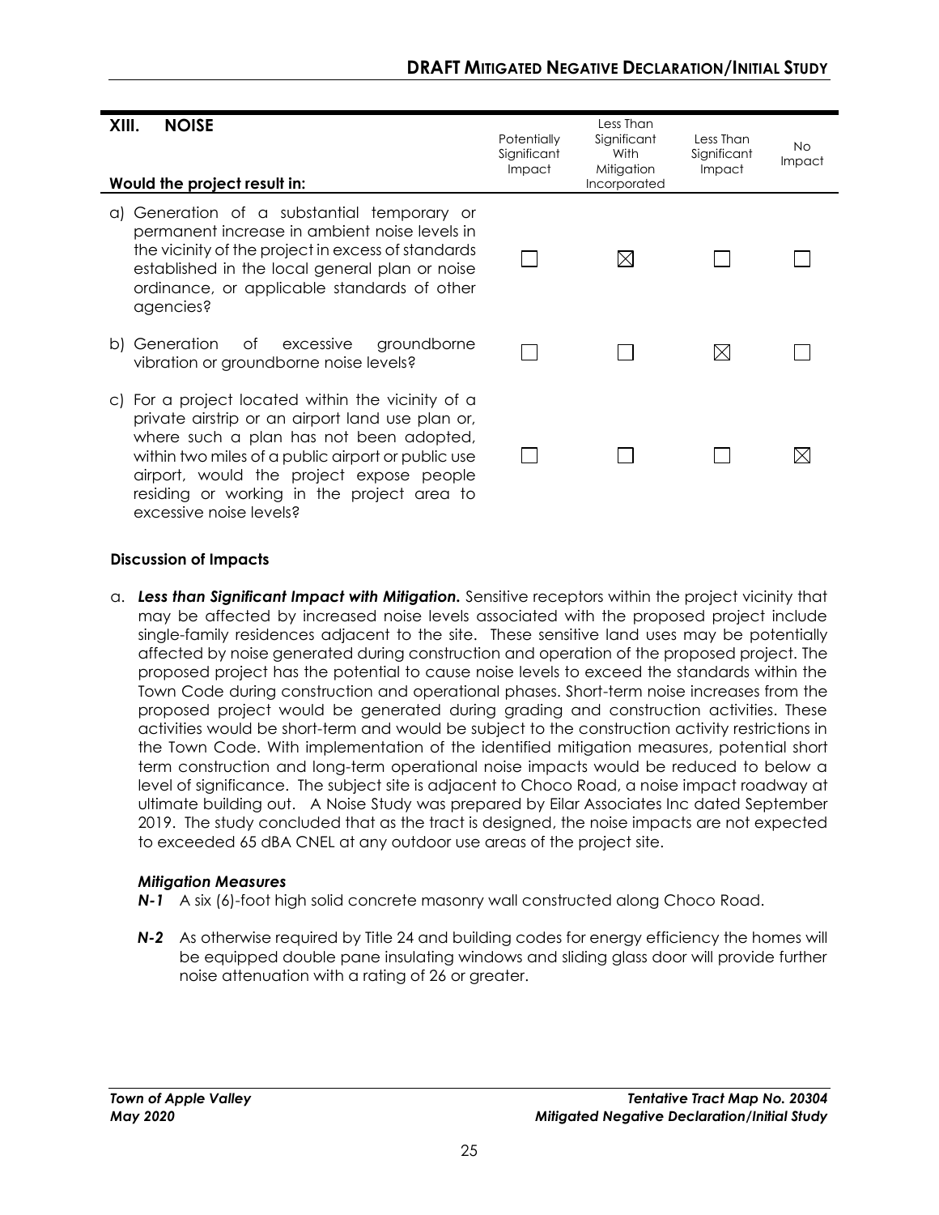| XIII. NOISE<br><br>Would the project result in: | Potentially Significant Impact | Less Than Significant With Mitigation Incorporated | Less Than Significant Impact | No Impact |
|---|---|---|---|---|
| a) Generation of a substantial temporary or permanent increase in ambient noise levels in the vicinity of the project in excess of standards established in the local general plan or noise ordinance, or applicable standards of other agencies? | ☐ | ☒ | ☐ | ☐ |
| b) Generation of excessive groundborne vibration or groundborne noise levels? | ☐ | ☐ | ☒ | ☐ |
| c) For a project located within the vicinity of a private airstrip or an airport land use plan or, where such a plan has not been adopted, within two miles of a public airport or public use airport, would the project expose people residing or working in the project area to excessive noise levels? | ☐ | ☐ | ☐ | ☒ |

**Discussion of Impacts**

a. ***Less than Significant Impact with Mitigation.*** Sensitive receptors within the project vicinity that may be affected by increased noise levels associated with the proposed project include single-family residences adjacent to the site. These sensitive land uses may be potentially affected by noise generated during construction and operation of the proposed project. The proposed project has the potential to cause noise levels to exceed the standards within the Town Code during construction and operational phases. Short-term noise increases from the proposed project would be generated during grading and construction activities. These activities would be short-term and would be subject to the construction activity restrictions in the Town Code. With implementation of the identified mitigation measures, potential short term construction and long-term operational noise impacts would be reduced to below a level of significance. The subject site is adjacent to Choco Road, a noise impact roadway at ultimate building out. A Noise Study was prepared by Eilar Associates Inc dated September 2019. The study concluded that as the tract is designed, the noise impacts are not expected to exceeded 65 dBA CNEL at any outdoor use areas of the project site.

***Mitigation Measures***

***N-1*** A six (6)-foot high solid concrete masonry wall constructed along Choco Road.

***N-2*** As otherwise required by Title 24 and building codes for energy efficiency the homes will be equipped double pane insulating windows and sliding glass door will provide further noise attenuation with a rating of 26 or greater.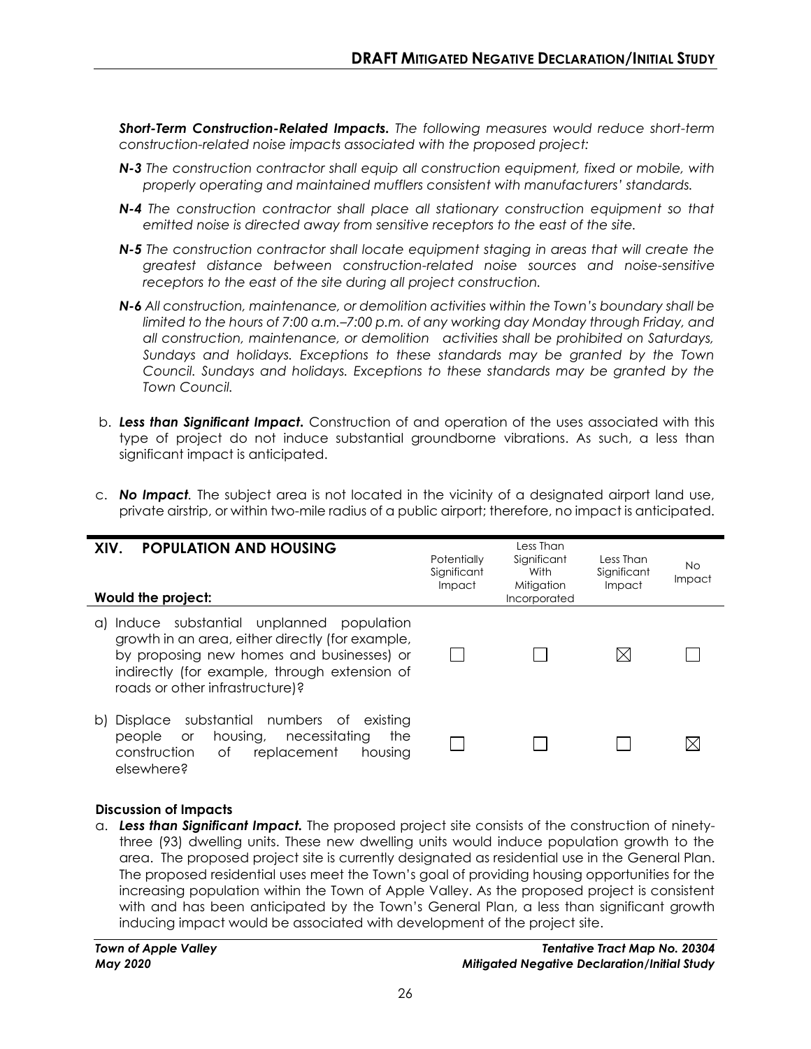***Short-Term Construction-Related Impacts.*** *The following measures would reduce short-term construction-related noise impacts associated with the proposed project:*

***N-3*** *The construction contractor shall equip all construction equipment, fixed or mobile, with properly operating and maintained mufflers consistent with manufacturers' standards.*

***N-4*** *The construction contractor shall place all stationary construction equipment so that emitted noise is directed away from sensitive receptors to the east of the site.*

***N-5*** *The construction contractor shall locate equipment staging in areas that will create the greatest distance between construction-related noise sources and noise-sensitive receptors to the east of the site during all project construction.*

***N-6*** *All construction, maintenance, or demolition activities within the Town's boundary shall be limited to the hours of 7:00 a.m.–7:00 p.m. of any working day Monday through Friday, and all construction, maintenance, or demolition activities shall be prohibited on Saturdays, Sundays and holidays. Exceptions to these standards may be granted by the Town Council. Sundays and holidays. Exceptions to these standards may be granted by the Town Council.*

b. ***Less than Significant Impact.*** Construction of and operation of the uses associated with this type of project do not induce substantial groundborne vibrations. As such, a less than significant impact is anticipated.

c. ***No Impact.*** The subject area is not located in the vicinity of a designated airport land use, private airstrip, or within two-mile radius of a public airport; therefore, no impact is anticipated.

## XIV. POPULATION AND HOUSING

| Would the project: | Potentially Significant Impact | Less Than Significant With Mitigation Incorporated | Less Than Significant Impact | No Impact |
|---|---|---|---|---|
| a) Induce substantial unplanned population growth in an area, either directly (for example, by proposing new homes and businesses) or indirectly (for example, through extension of roads or other infrastructure)? | ☐ | ☐ | ☒ | ☐ |
| b) Displace substantial numbers of existing people or housing, necessitating the construction of replacement housing elsewhere? | ☐ | ☐ | ☐ | ☒ |

**Discussion of Impacts**

a. ***Less than Significant Impact.*** The proposed project site consists of the construction of ninety-three (93) dwelling units. These new dwelling units would induce population growth to the area. The proposed project site is currently designated as residential use in the General Plan. The proposed residential uses meet the Town's goal of providing housing opportunities for the increasing population within the Town of Apple Valley. As the proposed project is consistent with and has been anticipated by the Town's General Plan, a less than significant growth inducing impact would be associated with development of the project site.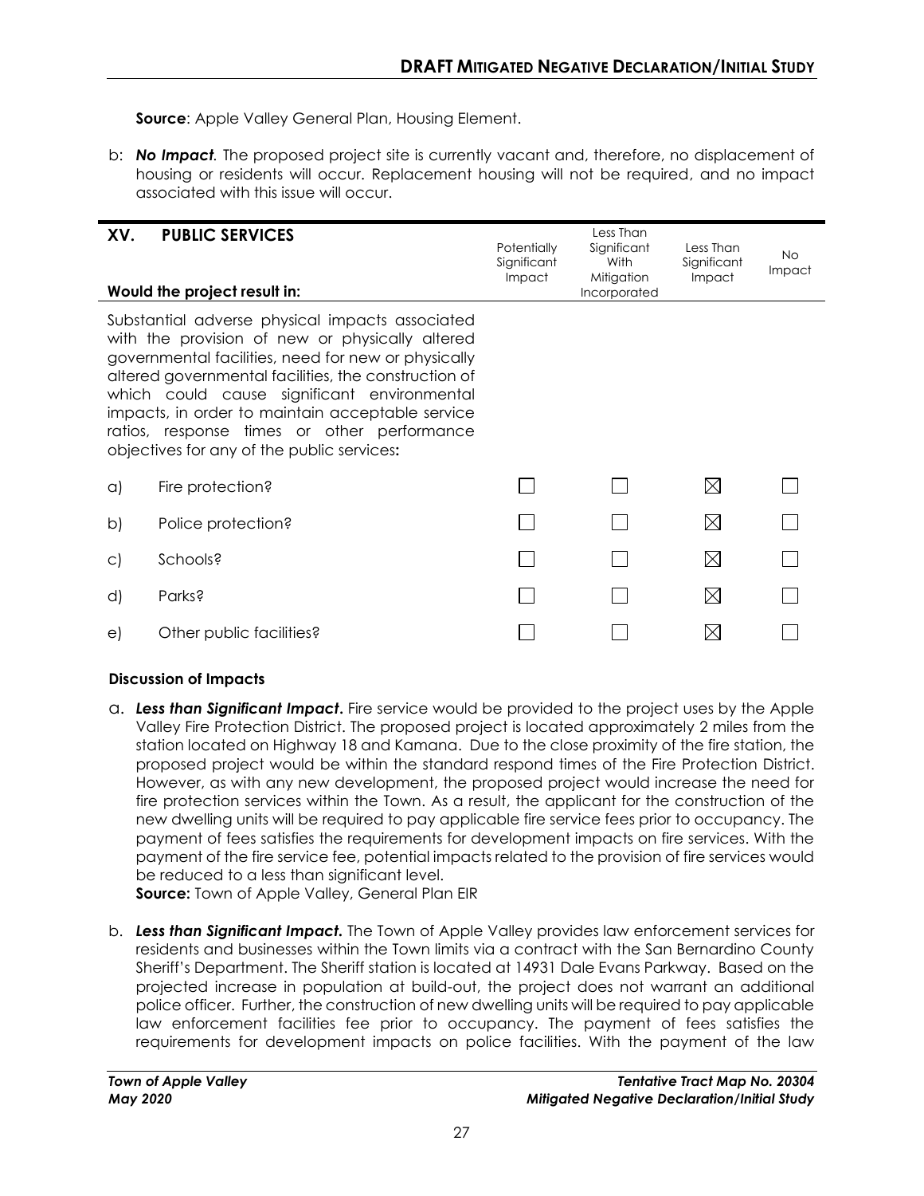**Source**: Apple Valley General Plan, Housing Element.

b: ***No Impact.*** The proposed project site is currently vacant and, therefore, no displacement of housing or residents will occur. Replacement housing will not be required, and no impact associated with this issue will occur.

| **XV. PUBLIC SERVICES**<br>**Would the project result in:** | Potentially Significant Impact | Less Than Significant With Mitigation Incorporated | Less Than Significant Impact | No Impact |
|---|---|---|---|---|
| Substantial adverse physical impacts associated with the provision of new or physically altered governmental facilities, need for new or physically altered governmental facilities, the construction of which could cause significant environmental impacts, in order to maintain acceptable service ratios, response times or other performance objectives for any of the public services**:** | | | | |
| a) Fire protection? | ☐ | ☐ | ☒ | ☐ |
| b) Police protection? | ☐ | ☐ | ☒ | ☐ |
| c) Schools? | ☐ | ☐ | ☒ | ☐ |
| d) Parks? | ☐ | ☐ | ☒ | ☐ |
| e) Other public facilities? | ☐ | ☐ | ☒ | ☐ |

**Discussion of Impacts**

a. ***Less than Significant Impact.*** Fire service would be provided to the project uses by the Apple Valley Fire Protection District. The proposed project is located approximately 2 miles from the station located on Highway 18 and Kamana. Due to the close proximity of the fire station, the proposed project would be within the standard respond times of the Fire Protection District. However, as with any new development, the proposed project would increase the need for fire protection services within the Town. As a result, the applicant for the construction of the new dwelling units will be required to pay applicable fire service fees prior to occupancy. The payment of fees satisfies the requirements for development impacts on fire services. With the payment of the fire service fee, potential impacts related to the provision of fire services would be reduced to a less than significant level.
**Source:** Town of Apple Valley, General Plan EIR

b. ***Less than Significant Impact.*** The Town of Apple Valley provides law enforcement services for residents and businesses within the Town limits via a contract with the San Bernardino County Sheriff's Department. The Sheriff station is located at 14931 Dale Evans Parkway. Based on the projected increase in population at build-out, the project does not warrant an additional police officer. Further, the construction of new dwelling units will be required to pay applicable law enforcement facilities fee prior to occupancy. The payment of fees satisfies the requirements for development impacts on police facilities. With the payment of the law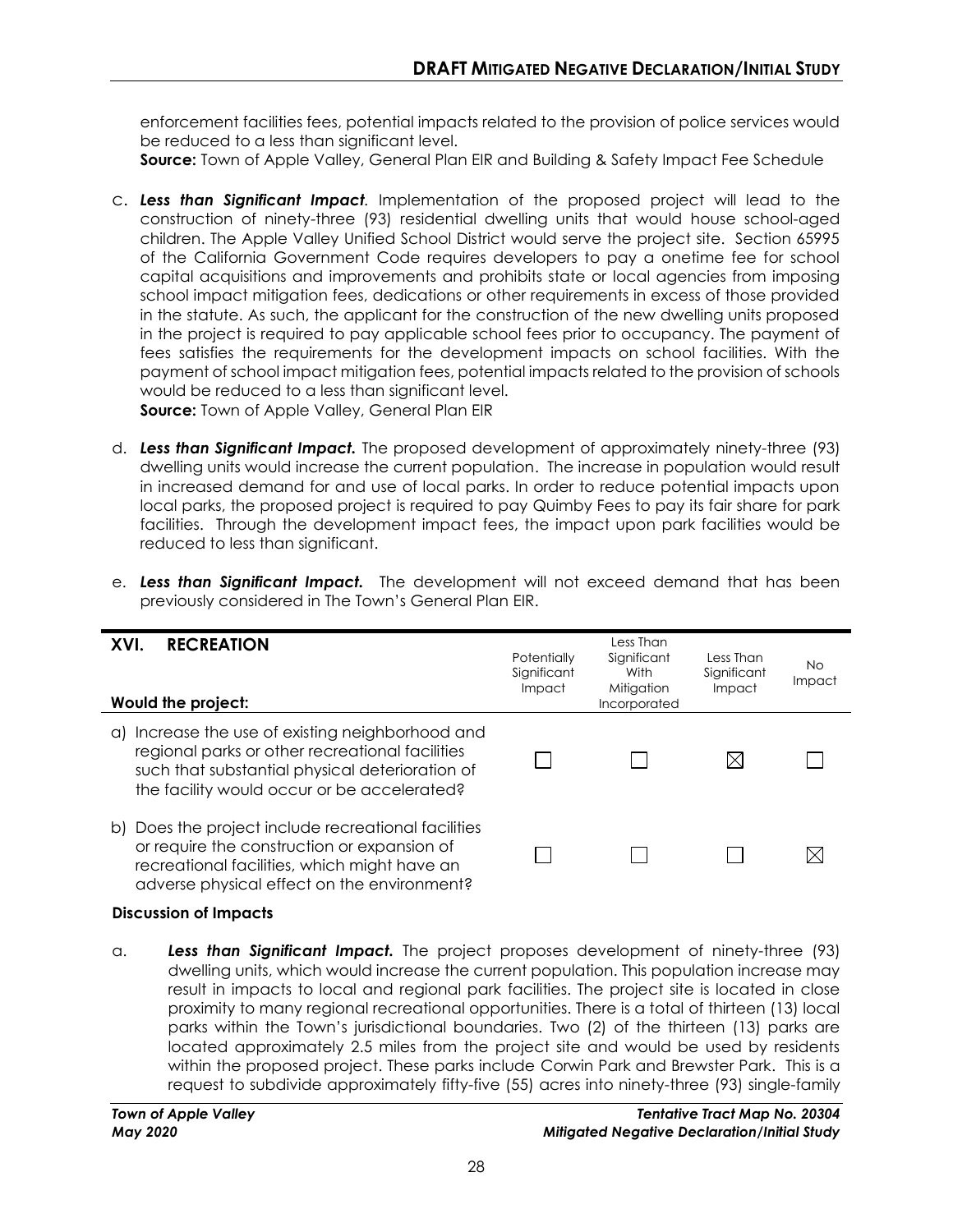enforcement facilities fees, potential impacts related to the provision of police services would be reduced to a less than significant level.
**Source:** Town of Apple Valley, General Plan EIR and Building & Safety Impact Fee Schedule

c. ***Less than Significant Impact***. Implementation of the proposed project will lead to the construction of ninety-three (93) residential dwelling units that would house school-aged children. The Apple Valley Unified School District would serve the project site. Section 65995 of the California Government Code requires developers to pay a onetime fee for school capital acquisitions and improvements and prohibits state or local agencies from imposing school impact mitigation fees, dedications or other requirements in excess of those provided in the statute. As such, the applicant for the construction of the new dwelling units proposed in the project is required to pay applicable school fees prior to occupancy. The payment of fees satisfies the requirements for the development impacts on school facilities. With the payment of school impact mitigation fees, potential impacts related to the provision of schools would be reduced to a less than significant level.
**Source:** Town of Apple Valley, General Plan EIR

d. ***Less than Significant Impact.*** The proposed development of approximately ninety-three (93) dwelling units would increase the current population. The increase in population would result in increased demand for and use of local parks. In order to reduce potential impacts upon local parks, the proposed project is required to pay Quimby Fees to pay its fair share for park facilities. Through the development impact fees, the impact upon park facilities would be reduced to less than significant.

e. ***Less than Significant Impact.*** The development will not exceed demand that has been previously considered in The Town's General Plan EIR.

| **XVI. RECREATION**<br><br>**Would the project:** | Potentially Significant Impact | Less Than Significant With Mitigation Incorporated | Less Than Significant Impact | No Impact |
|---|---|---|---|---|
| a) Increase the use of existing neighborhood and regional parks or other recreational facilities such that substantial physical deterioration of the facility would occur or be accelerated? | ☐ | ☐ | ☒ | ☐ |
| b) Does the project include recreational facilities or require the construction or expansion of recreational facilities, which might have an adverse physical effect on the environment? | ☐ | ☐ | ☐ | ☒ |

**Discussion of Impacts**

a. ***Less than Significant Impact.*** The project proposes development of ninety-three (93) dwelling units, which would increase the current population. This population increase may result in impacts to local and regional park facilities. The project site is located in close proximity to many regional recreational opportunities. There is a total of thirteen (13) local parks within the Town's jurisdictional boundaries. Two (2) of the thirteen (13) parks are located approximately 2.5 miles from the project site and would be used by residents within the proposed project. These parks include Corwin Park and Brewster Park. This is a request to subdivide approximately fifty-five (55) acres into ninety-three (93) single-family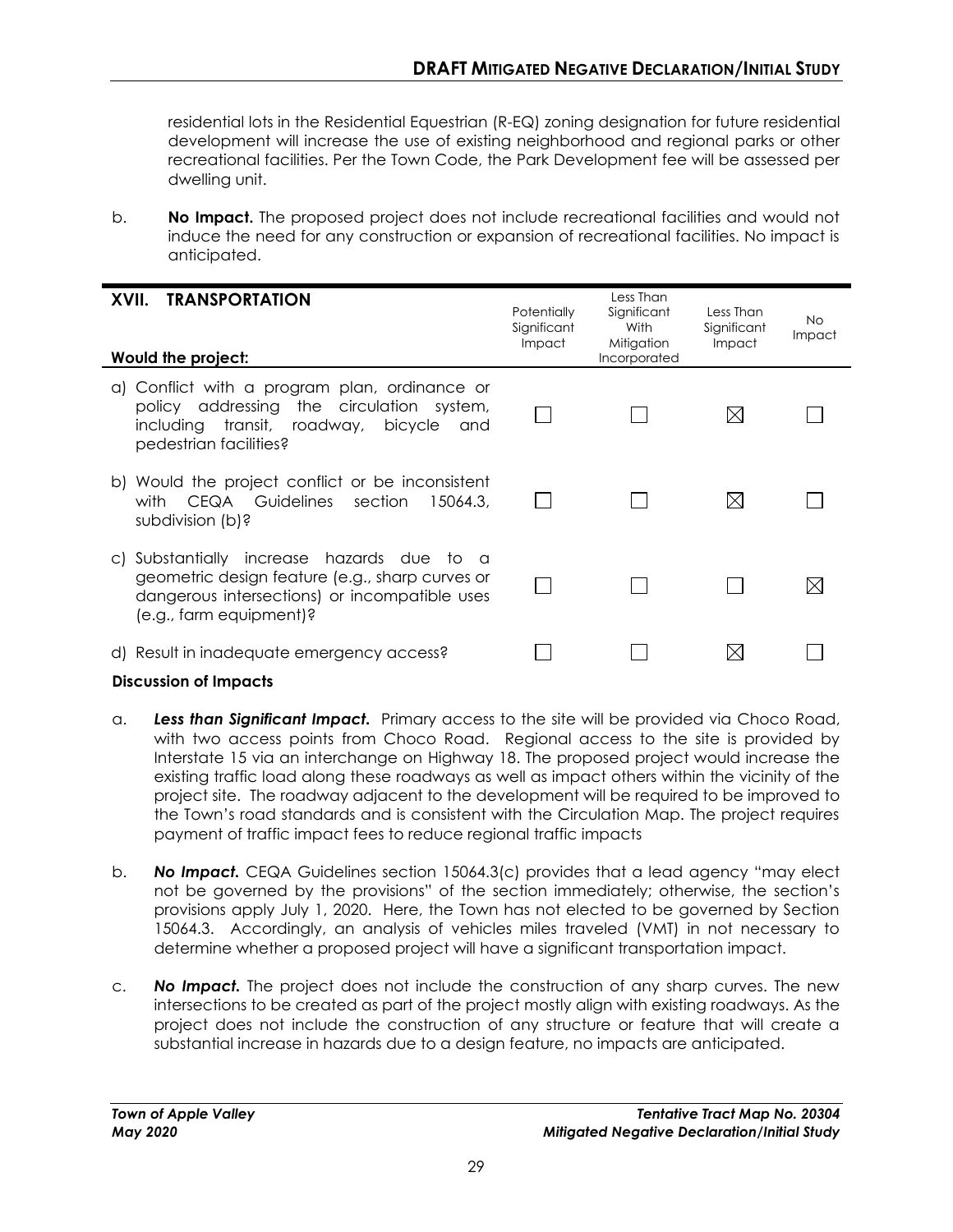residential lots in the Residential Equestrian (R-EQ) zoning designation for future residential development will increase the use of existing neighborhood and regional parks or other recreational facilities. Per the Town Code, the Park Development fee will be assessed per dwelling unit.

b. **No Impact.** The proposed project does not include recreational facilities and would not induce the need for any construction or expansion of recreational facilities. No impact is anticipated.

| **XVII. TRANSPORTATION**<br>**Would the project:** | Potentially Significant Impact | Less Than Significant With Mitigation Incorporated | Less Than Significant Impact | No Impact |
|---|---|---|---|---|
| a) Conflict with a program plan, ordinance or policy addressing the circulation system, including transit, roadway, bicycle and pedestrian facilities? | ☐ | ☐ | ☒ | ☐ |
| b) Would the project conflict or be inconsistent with CEQA Guidelines section 15064.3, subdivision (b)? | ☐ | ☐ | ☒ | ☐ |
| c) Substantially increase hazards due to a geometric design feature (e.g., sharp curves or dangerous intersections) or incompatible uses (e.g., farm equipment)? | ☐ | ☐ | ☐ | ☒ |
| d) Result in inadequate emergency access? | ☐ | ☐ | ☒ | ☐ |

**Discussion of Impacts**

a. ***Less than Significant Impact.*** Primary access to the site will be provided via Choco Road, with two access points from Choco Road. Regional access to the site is provided by Interstate 15 via an interchange on Highway 18. The proposed project would increase the existing traffic load along these roadways as well as impact others within the vicinity of the project site. The roadway adjacent to the development will be required to be improved to the Town's road standards and is consistent with the Circulation Map. The project requires payment of traffic impact fees to reduce regional traffic impacts

b. ***No Impact.*** CEQA Guidelines section 15064.3(c) provides that a lead agency "may elect not be governed by the provisions" of the section immediately; otherwise, the section's provisions apply July 1, 2020. Here, the Town has not elected to be governed by Section 15064.3. Accordingly, an analysis of vehicles miles traveled (VMT) in not necessary to determine whether a proposed project will have a significant transportation impact.

c. ***No Impact.*** The project does not include the construction of any sharp curves. The new intersections to be created as part of the project mostly align with existing roadways. As the project does not include the construction of any structure or feature that will create a substantial increase in hazards due to a design feature, no impacts are anticipated.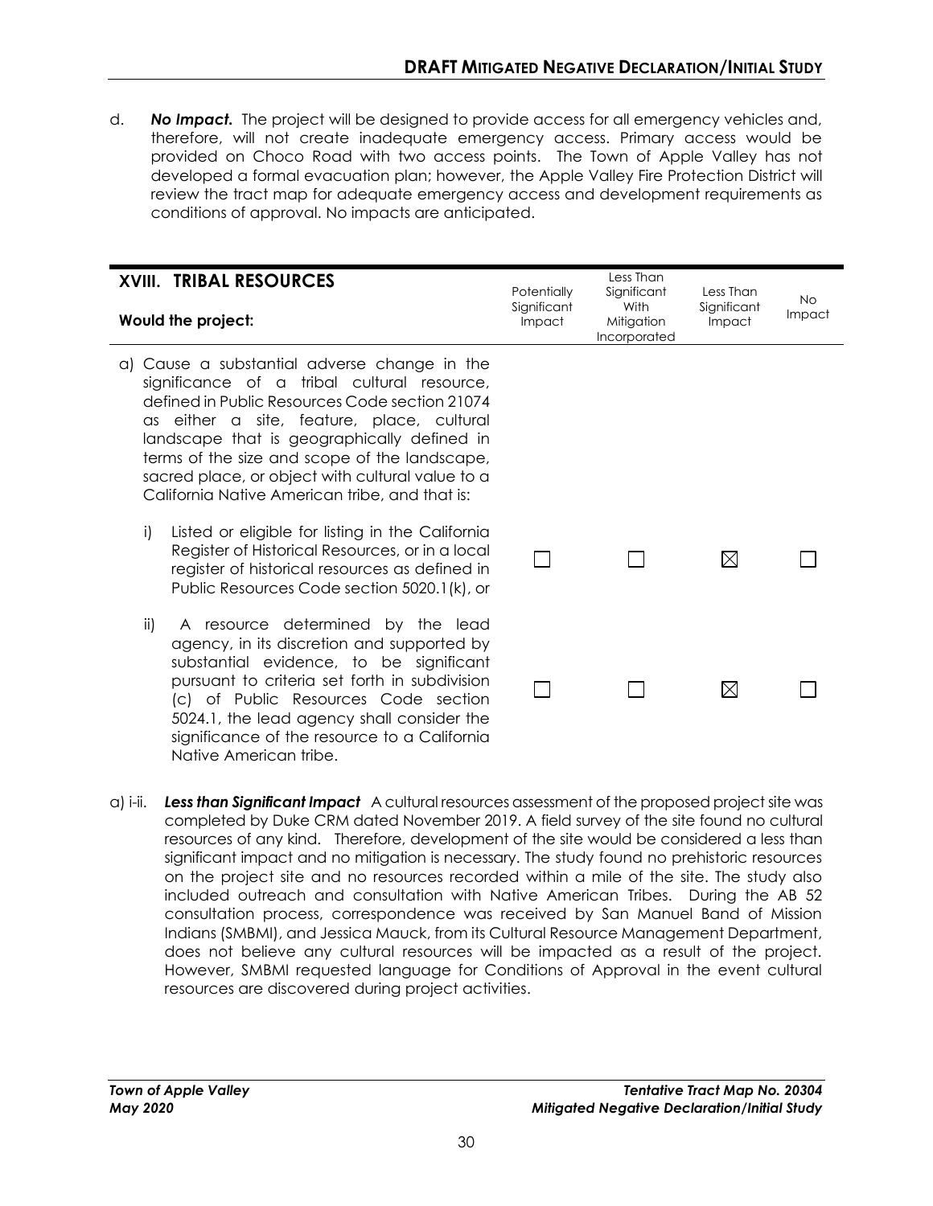d. ***No Impact.*** The project will be designed to provide access for all emergency vehicles and, therefore, will not create inadequate emergency access. Primary access would be provided on Choco Road with two access points. The Town of Apple Valley has not developed a formal evacuation plan; however, the Apple Valley Fire Protection District will review the tract map for adequate emergency access and development requirements as conditions of approval. No impacts are anticipated.

| **XVIII. TRIBAL RESOURCES**<br><br>**Would the project:** | Potentially Significant Impact | Less Than Significant With Mitigation Incorporated | Less Than Significant Impact | No Impact |
|---|---|---|---|---|
| a) Cause a substantial adverse change in the significance of a tribal cultural resource, defined in Public Resources Code section 21074 as either a site, feature, place, cultural landscape that is geographically defined in terms of the size and scope of the landscape, sacred place, or object with cultural value to a California Native American tribe, and that is: | | | | |
| i) Listed or eligible for listing in the California Register of Historical Resources, or in a local register of historical resources as defined in Public Resources Code section 5020.1(k), or | ☐ | ☐ | ☒ | ☐ |
| ii) A resource determined by the lead agency, in its discretion and supported by substantial evidence, to be significant pursuant to criteria set forth in subdivision (c) of Public Resources Code section 5024.1, the lead agency shall consider the significance of the resource to a California Native American tribe. | ☐ | ☐ | ☒ | ☐ |

a) i-ii. ***Less than Significant Impact*** A cultural resources assessment of the proposed project site was completed by Duke CRM dated November 2019. A field survey of the site found no cultural resources of any kind. Therefore, development of the site would be considered a less than significant impact and no mitigation is necessary. The study found no prehistoric resources on the project site and no resources recorded within a mile of the site. The study also included outreach and consultation with Native American Tribes. During the AB 52 consultation process, correspondence was received by San Manuel Band of Mission Indians (SMBMI), and Jessica Mauck, from its Cultural Resource Management Department, does not believe any cultural resources will be impacted as a result of the project. However, SMBMI requested language for Conditions of Approval in the event cultural resources are discovered during project activities.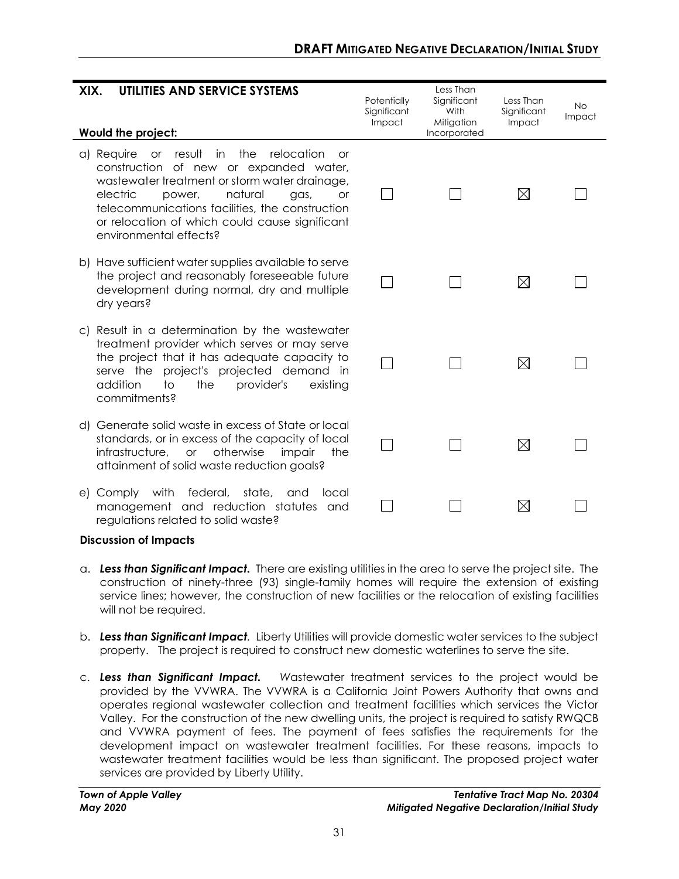| **XIX. UTILITIES AND SERVICE SYSTEMS**<br><br>**Would the project:** | Potentially Significant Impact | Less Than Significant With Mitigation Incorporated | Less Than Significant Impact | No Impact |
|---|---|---|---|---|
| a) Require or result in the relocation or construction of new or expanded water, wastewater treatment or storm water drainage, electric power, natural gas, or telecommunications facilities, the construction or relocation of which could cause significant environmental effects? | ☐ | ☐ | ☒ | ☐ |
| b) Have sufficient water supplies available to serve the project and reasonably foreseeable future development during normal, dry and multiple dry years? | ☐ | ☐ | ☒ | ☐ |
| c) Result in a determination by the wastewater treatment provider which serves or may serve the project that it has adequate capacity to serve the project's projected demand in addition to the provider's existing commitments? | ☐ | ☐ | ☒ | ☐ |
| d) Generate solid waste in excess of State or local standards, or in excess of the capacity of local infrastructure, or otherwise impair the attainment of solid waste reduction goals? | ☐ | ☐ | ☒ | ☐ |
| e) Comply with federal, state, and local management and reduction statutes and regulations related to solid waste? | ☐ | ☐ | ☒ | ☐ |

**Discussion of Impacts**

a. ***Less than Significant Impact.*** There are existing utilities in the area to serve the project site. The construction of ninety-three (93) single-family homes will require the extension of existing service lines; however, the construction of new facilities or the relocation of existing facilities will not be required.

b. ***Less than Significant Impact***. Liberty Utilities will provide domestic water services to the subject property. The project is required to construct new domestic waterlines to serve the site.

c. ***Less than Significant Impact.*** Wastewater treatment services to the project would be provided by the VVWRA. The VVWRA is a California Joint Powers Authority that owns and operates regional wastewater collection and treatment facilities which services the Victor Valley. For the construction of the new dwelling units, the project is required to satisfy RWQCB and VVWRA payment of fees. The payment of fees satisfies the requirements for the development impact on wastewater treatment facilities. For these reasons, impacts to wastewater treatment facilities would be less than significant. The proposed project water services are provided by Liberty Utility.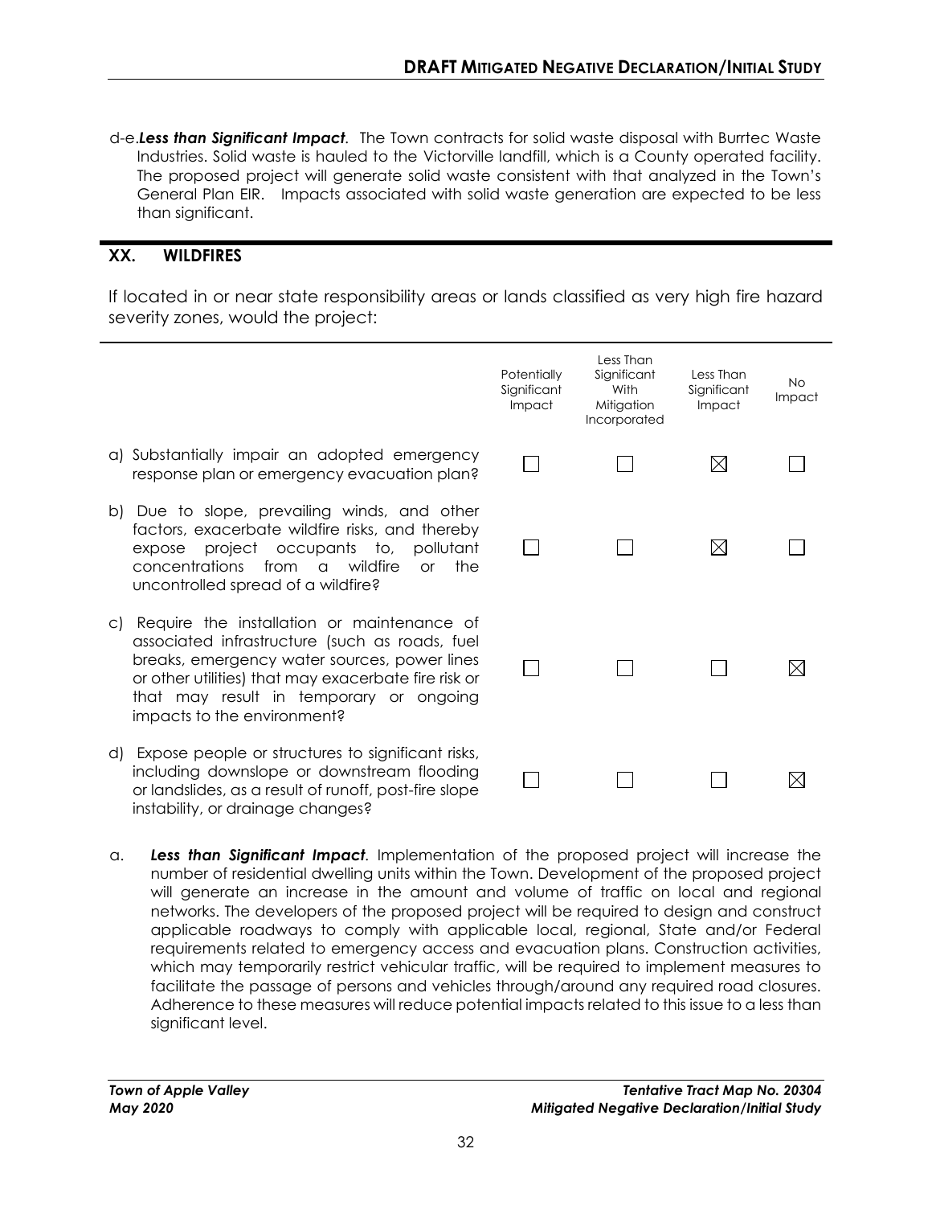d-e. ***Less than Significant Impact***. The Town contracts for solid waste disposal with Burrtec Waste Industries. Solid waste is hauled to the Victorville landfill, which is a County operated facility. The proposed project will generate solid waste consistent with that analyzed in the Town's General Plan EIR. Impacts associated with solid waste generation are expected to be less than significant.

## XX. WILDFIRES

If located in or near state responsibility areas or lands classified as very high fire hazard severity zones, would the project:

| | Potentially Significant Impact | Less Than Significant With Mitigation Incorporated | Less Than Significant Impact | No Impact |
|---|---|---|---|---|
| a) Substantially impair an adopted emergency response plan or emergency evacuation plan? | ☐ | ☐ | ☒ | ☐ |
| b) Due to slope, prevailing winds, and other factors, exacerbate wildfire risks, and thereby expose project occupants to, pollutant concentrations from a wildfire or the uncontrolled spread of a wildfire? | ☐ | ☐ | ☒ | ☐ |
| c) Require the installation or maintenance of associated infrastructure (such as roads, fuel breaks, emergency water sources, power lines or other utilities) that may exacerbate fire risk or that may result in temporary or ongoing impacts to the environment? | ☐ | ☐ | ☐ | ☒ |
| d) Expose people or structures to significant risks, including downslope or downstream flooding or landslides, as a result of runoff, post-fire slope instability, or drainage changes? | ☐ | ☐ | ☐ | ☒ |

a. ***Less than Significant Impact***. Implementation of the proposed project will increase the number of residential dwelling units within the Town. Development of the proposed project will generate an increase in the amount and volume of traffic on local and regional networks. The developers of the proposed project will be required to design and construct applicable roadways to comply with applicable local, regional, State and/or Federal requirements related to emergency access and evacuation plans. Construction activities, which may temporarily restrict vehicular traffic, will be required to implement measures to facilitate the passage of persons and vehicles through/around any required road closures. Adherence to these measures will reduce potential impacts related to this issue to a less than significant level.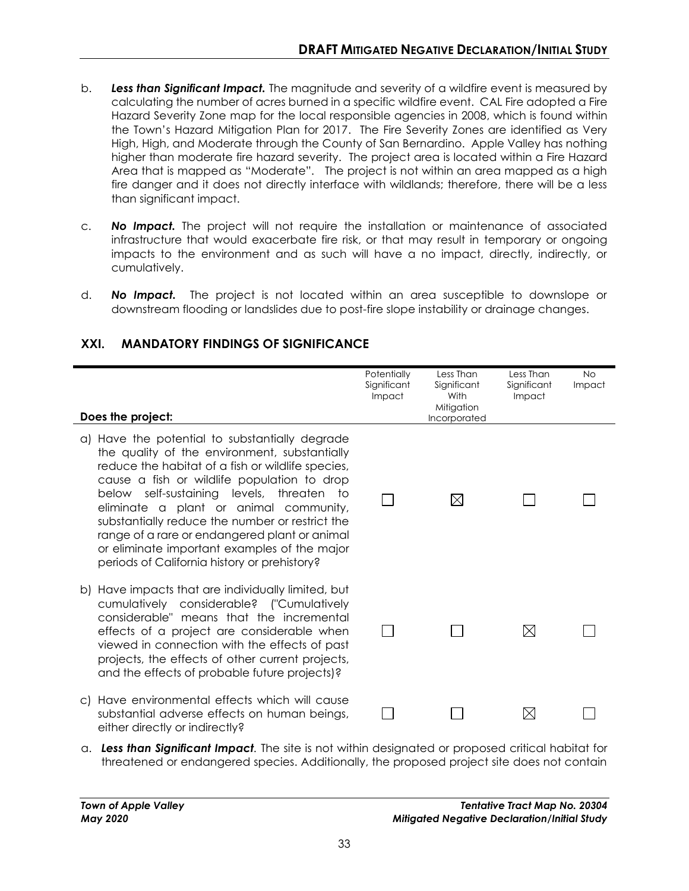b. ***Less than Significant Impact.*** The magnitude and severity of a wildfire event is measured by calculating the number of acres burned in a specific wildfire event. CAL Fire adopted a Fire Hazard Severity Zone map for the local responsible agencies in 2008, which is found within the Town's Hazard Mitigation Plan for 2017. The Fire Severity Zones are identified as Very High, High, and Moderate through the County of San Bernardino. Apple Valley has nothing higher than moderate fire hazard severity. The project area is located within a Fire Hazard Area that is mapped as "Moderate". The project is not within an area mapped as a high fire danger and it does not directly interface with wildlands; therefore, there will be a less than significant impact.

c. ***No Impact.*** The project will not require the installation or maintenance of associated infrastructure that would exacerbate fire risk, or that may result in temporary or ongoing impacts to the environment and as such will have a no impact, directly, indirectly, or cumulatively.

d. ***No Impact.*** The project is not located within an area susceptible to downslope or downstream flooding or landslides due to post-fire slope instability or drainage changes.

## XXI. MANDATORY FINDINGS OF SIGNIFICANCE

| Does the project: | Potentially Significant Impact | Less Than Significant With Mitigation Incorporated | Less Than Significant Impact | No Impact |
|---|---|---|---|---|
| a) Have the potential to substantially degrade the quality of the environment, substantially reduce the habitat of a fish or wildlife species, cause a fish or wildlife population to drop below self-sustaining levels, threaten to eliminate a plant or animal community, substantially reduce the number or restrict the range of a rare or endangered plant or animal or eliminate important examples of the major periods of California history or prehistory? | ☐ | ☒ | ☐ | ☐ |
| b) Have impacts that are individually limited, but cumulatively considerable? ("Cumulatively considerable" means that the incremental effects of a project are considerable when viewed in connection with the effects of past projects, the effects of other current projects, and the effects of probable future projects)? | ☐ | ☐ | ☒ | ☐ |
| c) Have environmental effects which will cause substantial adverse effects on human beings, either directly or indirectly? | ☐ | ☐ | ☒ | ☐ |

a. ***Less than Significant Impact***. The site is not within designated or proposed critical habitat for threatened or endangered species. Additionally, the proposed project site does not contain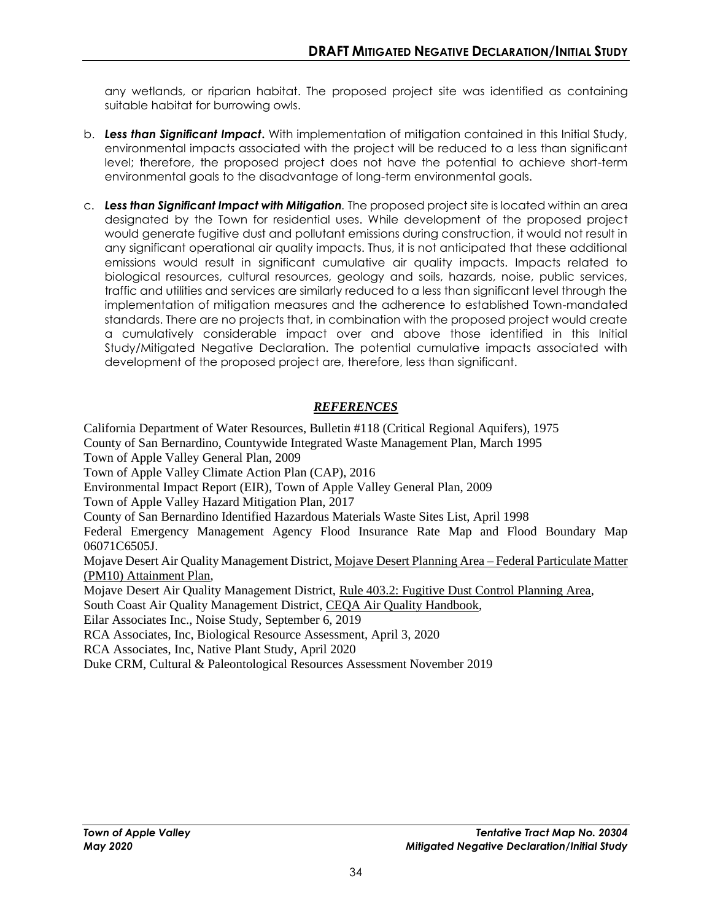any wetlands, or riparian habitat. The proposed project site was identified as containing suitable habitat for burrowing owls.

b. ***Less than Significant Impact***. With implementation of mitigation contained in this Initial Study, environmental impacts associated with the project will be reduced to a less than significant level; therefore, the proposed project does not have the potential to achieve short-term environmental goals to the disadvantage of long-term environmental goals.

c. ***Less than Significant Impact with Mitigation***. The proposed project site is located within an area designated by the Town for residential uses. While development of the proposed project would generate fugitive dust and pollutant emissions during construction, it would not result in any significant operational air quality impacts. Thus, it is not anticipated that these additional emissions would result in significant cumulative air quality impacts. Impacts related to biological resources, cultural resources, geology and soils, hazards, noise, public services, traffic and utilities and services are similarly reduced to a less than significant level through the implementation of mitigation measures and the adherence to established Town-mandated standards. There are no projects that, in combination with the proposed project would create a cumulatively considerable impact over and above those identified in this Initial Study/Mitigated Negative Declaration. The potential cumulative impacts associated with development of the proposed project are, therefore, less than significant.

## *REFERENCES*

California Department of Water Resources, Bulletin #118 (Critical Regional Aquifers), 1975
County of San Bernardino, Countywide Integrated Waste Management Plan, March 1995
Town of Apple Valley General Plan, 2009
Town of Apple Valley Climate Action Plan (CAP), 2016
Environmental Impact Report (EIR), Town of Apple Valley General Plan, 2009
Town of Apple Valley Hazard Mitigation Plan, 2017
County of San Bernardino Identified Hazardous Materials Waste Sites List, April 1998
Federal Emergency Management Agency Flood Insurance Rate Map and Flood Boundary Map 06071C6505J.
Mojave Desert Air Quality Management District, Mojave Desert Planning Area – Federal Particulate Matter (PM10) Attainment Plan,
Mojave Desert Air Quality Management District, Rule 403.2: Fugitive Dust Control Planning Area,
South Coast Air Quality Management District, CEQA Air Quality Handbook,
Eilar Associates Inc., Noise Study, September 6, 2019
RCA Associates, Inc, Biological Resource Assessment, April 3, 2020
RCA Associates, Inc, Native Plant Study, April 2020
Duke CRM, Cultural & Paleontological Resources Assessment November 2019